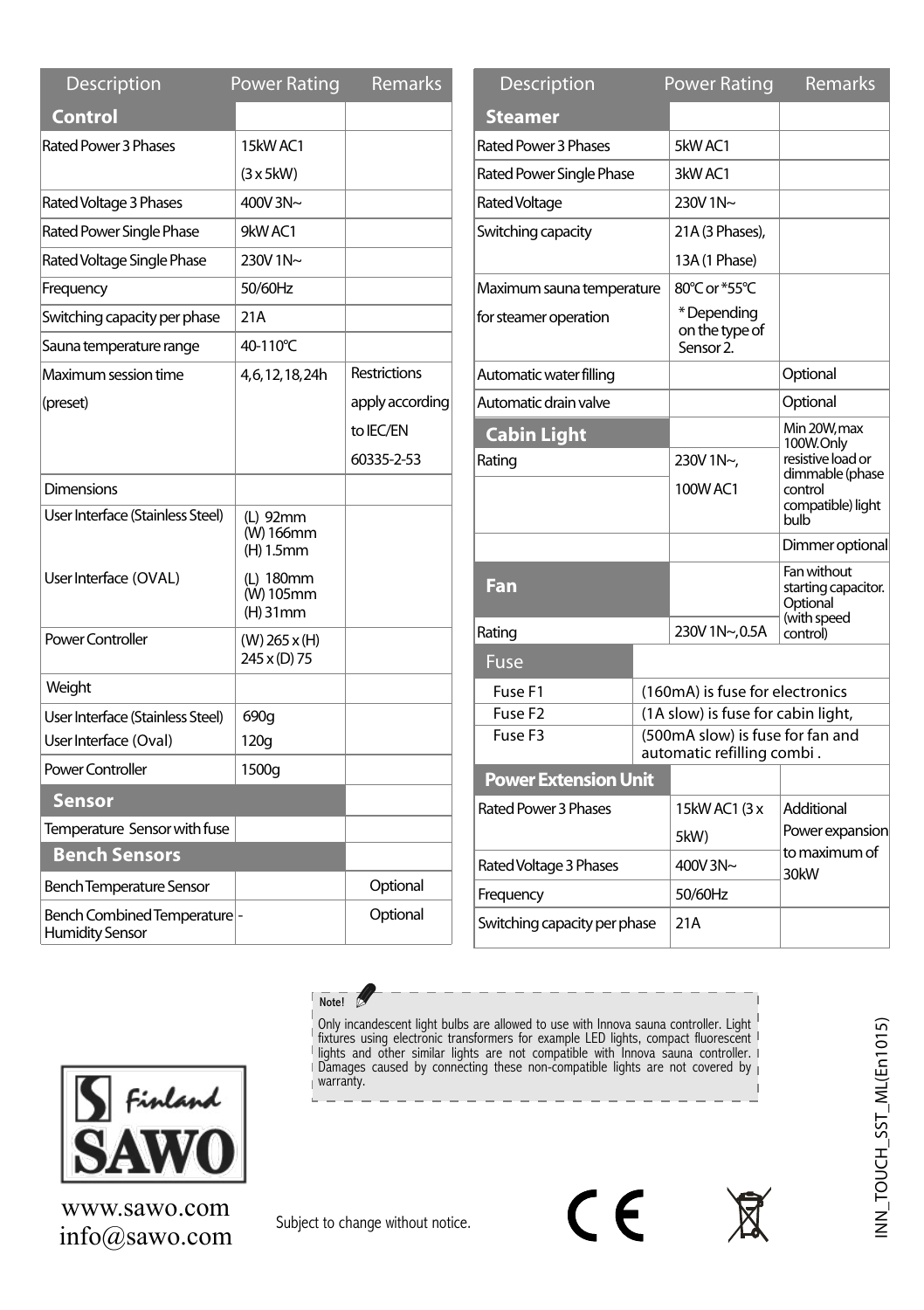| Description | Power Rating | Remarks |
|---|---|---|
| **Control** | | |
| Rated Power 3 Phases | 15kW AC1 (3 x 5kW) | |
| Rated Voltage 3 Phases | 400V 3N~ | |
| Rated Power Single Phase | 9kW AC1 | |
| Rated Voltage Single Phase | 230V 1N~ | |
| Frequency | 50/60Hz | |
| Switching capacity per phase | 21A | |
| Sauna temperature range | 40-110°C | |
| Maximum session time (preset) | 4,6,12,18,24h | Restrictions apply according to IEC/EN 60335-2-53 |
| Dimensions | | |
| User Interface (Stainless Steel) | (L) 92mm (W) 166mm (H) 1.5mm | |
| User Interface (OVAL) | (L) 180mm (W) 105mm (H) 31mm | |
| Power Controller | (W) 265 x (H) 245 x (D) 75 | |
| Weight | | |
| User Interface (Stainless Steel) | 690g | |
| User Interface (Oval) | 120g | |
| Power Controller | 1500g | |
| **Sensor** | | |
| Temperature Sensor with fuse | | |
| **Bench Sensors** | | |
| Bench Temperature Sensor | | Optional |
| Bench Combined Temperature Humidity Sensor | - | Optional |

| Description | Power Rating | Remarks |
|---|---|---|
| **Steamer** | | |
| Rated Power 3 Phases | 5kW AC1 | |
| Rated Power Single Phase | 3kW AC1 | |
| Rated Voltage | 230V 1N~ | |
| Switching capacity | 21A (3 Phases), 13A (1 Phase) | |
| Maximum sauna temperature for steamer operation | 80°C or *55°C * Depending on the type of Sensor 2. | |
| Automatic water filling | | Optional |
| Automatic drain valve | | Optional |
| **Cabin Light** | | Min 20W, max 100W. Only resistive load or dimmable (phase control compatible) light bulb |
| Rating | 230V 1N~, 100W AC1 | |
| | | Dimmer optional |
| **Fan** | | Fan without starting capacitor. Optional (with speed control) |
| Rating | 230V 1N~, 0.5A | |
| **Fuse** | | |
| Fuse F1 | (160mA) is fuse for electronics | |
| Fuse F2 | (1A slow) is fuse for cabin light, | |
| Fuse F3 | (500mA slow) is fuse for fan and automatic refilling combi . | |
| **Power Extension Unit** | | |
| Rated Power 3 Phases | 15kW AC1 (3 x 5kW) | Additional Power expansion to maximum of 30kW |
| Rated Voltage 3 Phases | 400V 3N~ | |
| Frequency | 50/60Hz | |
| Switching capacity per phase | 21A | |

**Note!**

Only incandescent light bulbs are allowed to use with Innova sauna controller. Light fixtures using electronic transformers for example LED lights, compact fluorescent lights and other similar lights are not compatible with Innova sauna controller. Damages caused by connecting these non-compatible lights are not covered by warranty.

SAWO Finland

www.sawo.com
info@sawo.com

Subject to change without notice.

INN_TOUCH_SST_ML(En1015)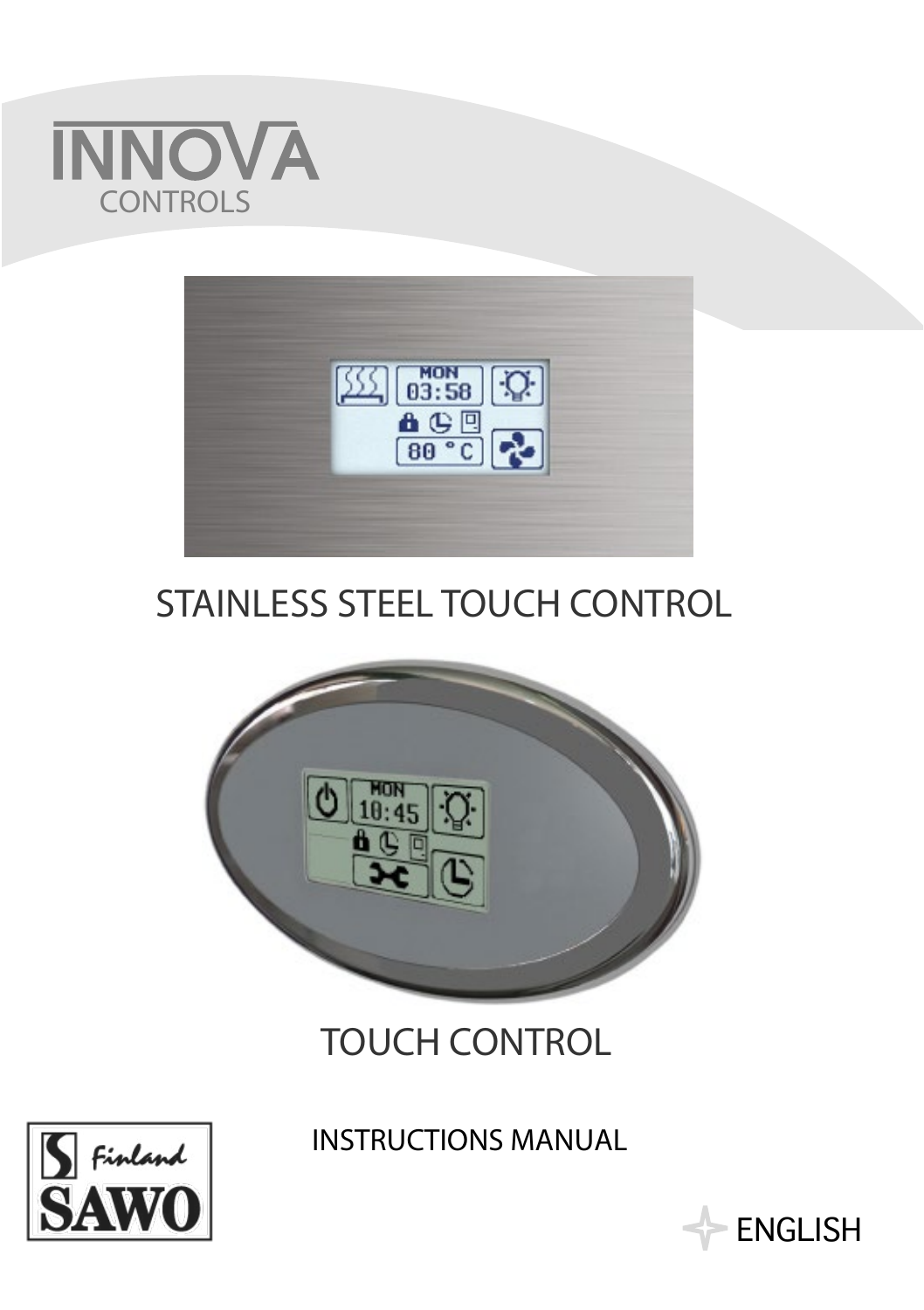# INNOVA CONTROLS

## STAINLESS STEEL TOUCH CONTROL

## TOUCH CONTROL

INSTRUCTIONS MANUAL

SAWO Finland

ENGLISH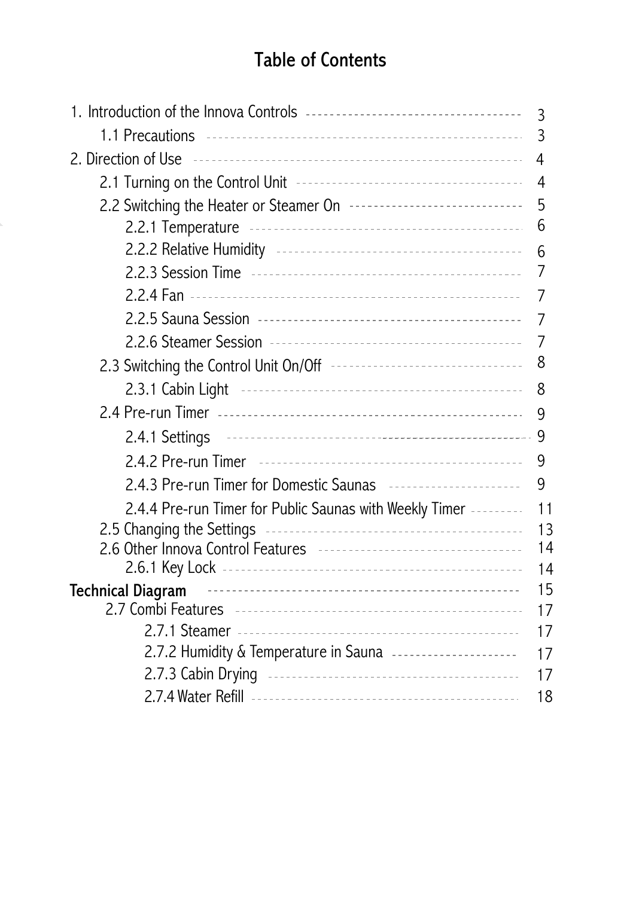# Table of Contents

| | |
|---|---|
| 1. Introduction of the Innova Controls | 3 |
| 1.1 Precautions | 3 |
| 2. Direction of Use | 4 |
| 2.1 Turning on the Control Unit | 4 |
| 2.2 Switching the Heater or Steamer On | 5 |
| 2.2.1 Temperature | 6 |
| 2.2.2 Relative Humidity | 6 |
| 2.2.3 Session Time | 7 |
| 2.2.4 Fan | 7 |
| 2.2.5 Sauna Session | 7 |
| 2.2.6 Steamer Session | 7 |
| 2.3 Switching the Control Unit On/Off | 8 |
| 2.3.1 Cabin Light | 8 |
| 2.4 Pre-run Timer | 9 |
| 2.4.1 Settings | 9 |
| 2.4.2 Pre-run Timer | 9 |
| 2.4.3 Pre-run Timer for Domestic Saunas | 9 |
| 2.4.4 Pre-run Timer for Public Saunas with Weekly Timer | 11 |
| 2.5 Changing the Settings | 13 |
| 2.6 Other Innova Control Features | 14 |
| 2.6.1 Key Lock | 14 |
| **Technical Diagram** | 15 |
| 2.7 Combi Features | 17 |
| 2.7.1 Steamer | 17 |
| 2.7.2 Humidity & Temperature in Sauna | 17 |
| 2.7.3 Cabin Drying | 17 |
| 2.7.4 Water Refill | 18 |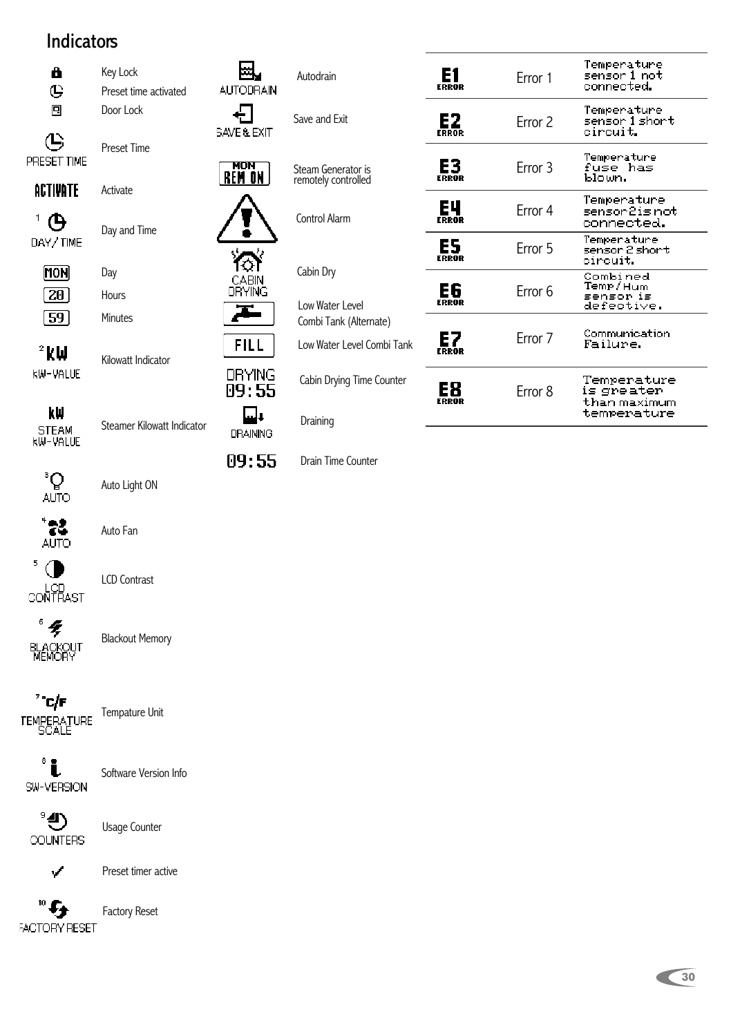# Indicators

| Indicator | Description |
|---|---|
| | Key Lock |
| | Preset time activated |
| | Door Lock |
| PRESET TIME | Preset Time |
| ACTIVATE | Activate |
| 1 DAY/TIME | Day and Time |
| MON | Day |
| 20 | Hours |
| 59 | Minutes |
| 2 kW KW-VALUE | Kilowatt Indicator |
| kW STEAM KW-VALUE | Steamer Kilowatt Indicator |
| 3 AUTO | Auto Light ON |
| 4 AUTO | Auto Fan |
| 5 LCD CONTRAST | LCD Contrast |
| 6 BLACKOUT MEMORY | Blackout Memory |
| 7 °C/F TEMPERATURE SCALE | Tempature Unit |
| 8 SW-VERSION | Software Version Info |
| 9 COUNTERS | Usage Counter |
| ✓ | Preset timer active |
| 10 FACTORY RESET | Factory Reset |

| Indicator | Description |
|---|---|
| AUTODRAIN | Autodrain |
| SAVE & EXIT | Save and Exit |
| MON REM ON | Steam Generator is remotely controlled |
| | Control Alarm |
| CABIN DRYING | Cabin Dry |
| | Low Water Level Combi Tank (Alternate) |
| FILL | Low Water Level Combi Tank |
| DRYING 09:55 | Cabin Drying Time Counter |
| DRAINING | Draining |
| 09:55 | Drain Time Counter |

| Code | Error | Description |
|---|---|---|
| E1 ERROR | Error 1 | Temperature sensor 1 not connected. |
| E2 ERROR | Error 2 | Temperature sensor 1 short circuit. |
| E3 ERROR | Error 3 | Temperature fuse has blown. |
| E4 ERROR | Error 4 | Temperature sensor 2 is not connected. |
| E5 ERROR | Error 5 | Temperature sensor 2 short circuit. |
| E6 ERROR | Error 6 | Combined Temp/Hum sensor is defective. |
| E7 ERROR | Error 7 | Communication Failure. |
| E8 ERROR | Error 8 | Temperature is greater than maximum temperature |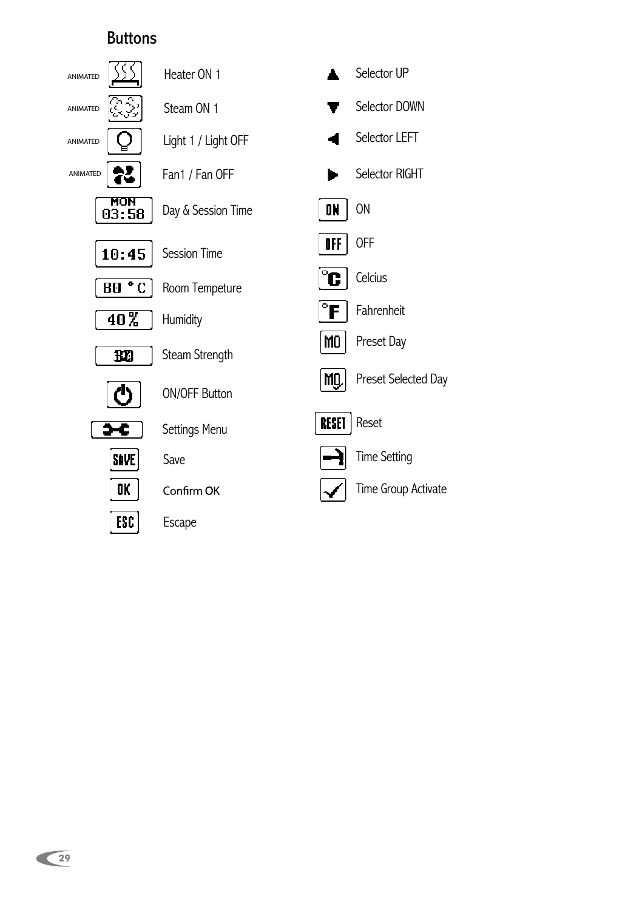## Buttons

| Icon | Description | Icon | Description |
|---|---|---|---|
| ANIMATED | Heater ON 1 | ▲ | Selector UP |
| ANIMATED | Steam ON 1 | ▼ | Selector DOWN |
| ANIMATED | Light 1 / Light OFF | ◀ | Selector LEFT |
| ANIMATED | Fan1 / Fan OFF | ▶ | Selector RIGHT |
| MON 03:58 | Day & Session Time | ON | ON |
| 10:45 | Session Time | OFF | OFF |
| 80 °C | Room Tempeture | °C | Celcius |
| 40 % | Humidity | °F | Fahrenheit |
| | Steam Strength | MO | Preset Day |
| | ON/OFF Button | MO | Preset Selected Day |
| | Settings Menu | RESET | Reset |
| SAVE | Save | | Time Setting |
| OK | Confirm OK | | Time Group Activate |
| ESC | Escape | | |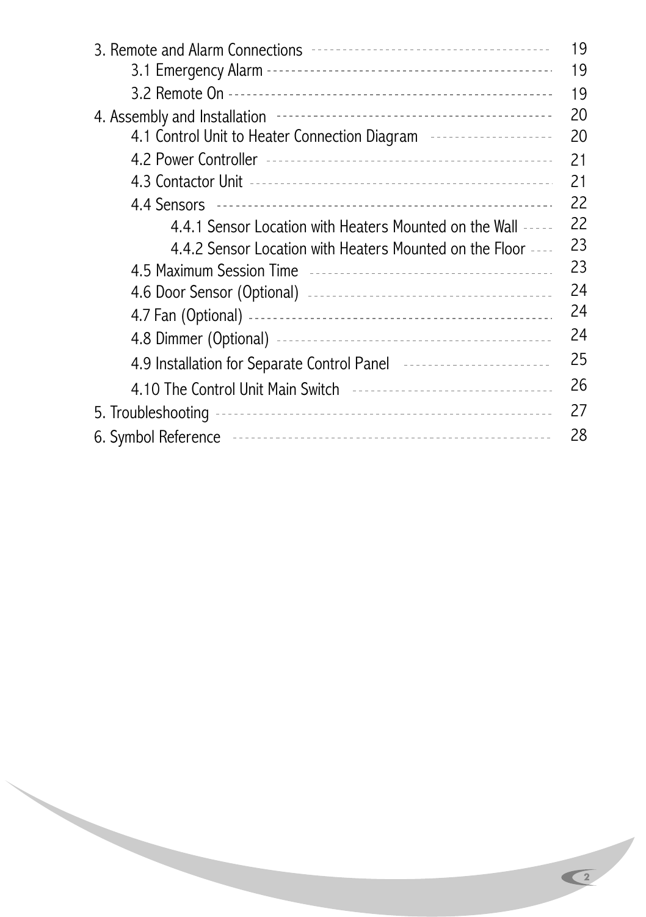3. Remote and Alarm Connections ---------------------------------------- 19

- 3.1 Emergency Alarm ---------------------------------------- 19
- 3.2 Remote On ---------------------------------------- 19

4. Assembly and Installation ---------------------------------------- 20

- 4.1 Control Unit to Heater Connection Diagram ---------------------------------------- 20
- 4.2 Power Controller ---------------------------------------- 21
- 4.3 Contactor Unit ---------------------------------------- 21
- 4.4 Sensors ---------------------------------------- 22
  - 4.4.1 Sensor Location with Heaters Mounted on the Wall ----- 22
  - 4.4.2 Sensor Location with Heaters Mounted on the Floor ---- 23
- 4.5 Maximum Session Time ---------------------------------------- 23
- 4.6 Door Sensor (Optional) ---------------------------------------- 24
- 4.7 Fan (Optional) ---------------------------------------- 24
- 4.8 Dimmer (Optional) ---------------------------------------- 24
- 4.9 Installation for Separate Control Panel ---------------------------------------- 25
- 4.10 The Control Unit Main Switch ---------------------------------------- 26

5. Troubleshooting ---------------------------------------- 27

6. Symbol Reference ---------------------------------------- 28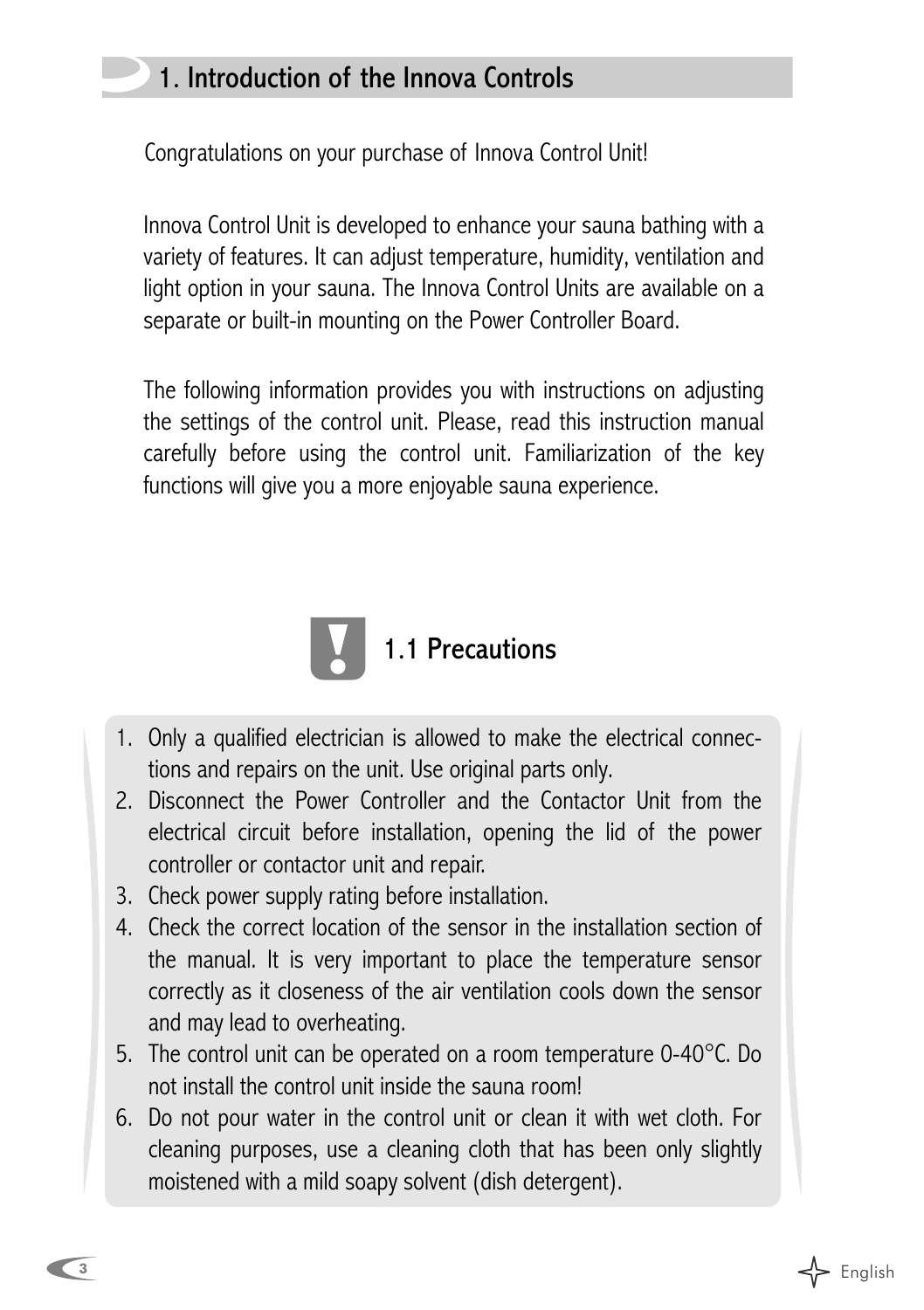# 1. Introduction of the Innova Controls

Congratulations on your purchase of Innova Control Unit!

Innova Control Unit is developed to enhance your sauna bathing with a variety of features. It can adjust temperature, humidity, ventilation and light option in your sauna. The Innova Control Units are available on a separate or built-in mounting on the Power Controller Board.

The following information provides you with instructions on adjusting the settings of the control unit. Please, read this instruction manual carefully before using the control unit. Familiarization of the key functions will give you a more enjoyable sauna experience.

## 1.1 Precautions

1. Only a qualified electrician is allowed to make the electrical connections and repairs on the unit. Use original parts only.
2. Disconnect the Power Controller and the Contactor Unit from the electrical circuit before installation, opening the lid of the power controller or contactor unit and repair.
3. Check power supply rating before installation.
4. Check the correct location of the sensor in the installation section of the manual. It is very important to place the temperature sensor correctly as it closeness of the air ventilation cools down the sensor and may lead to overheating.
5. The control unit can be operated on a room temperature 0-40°C. Do not install the control unit inside the sauna room!
6. Do not pour water in the control unit or clean it with wet cloth. For cleaning purposes, use a cleaning cloth that has been only slightly moistened with a mild soapy solvent (dish detergent).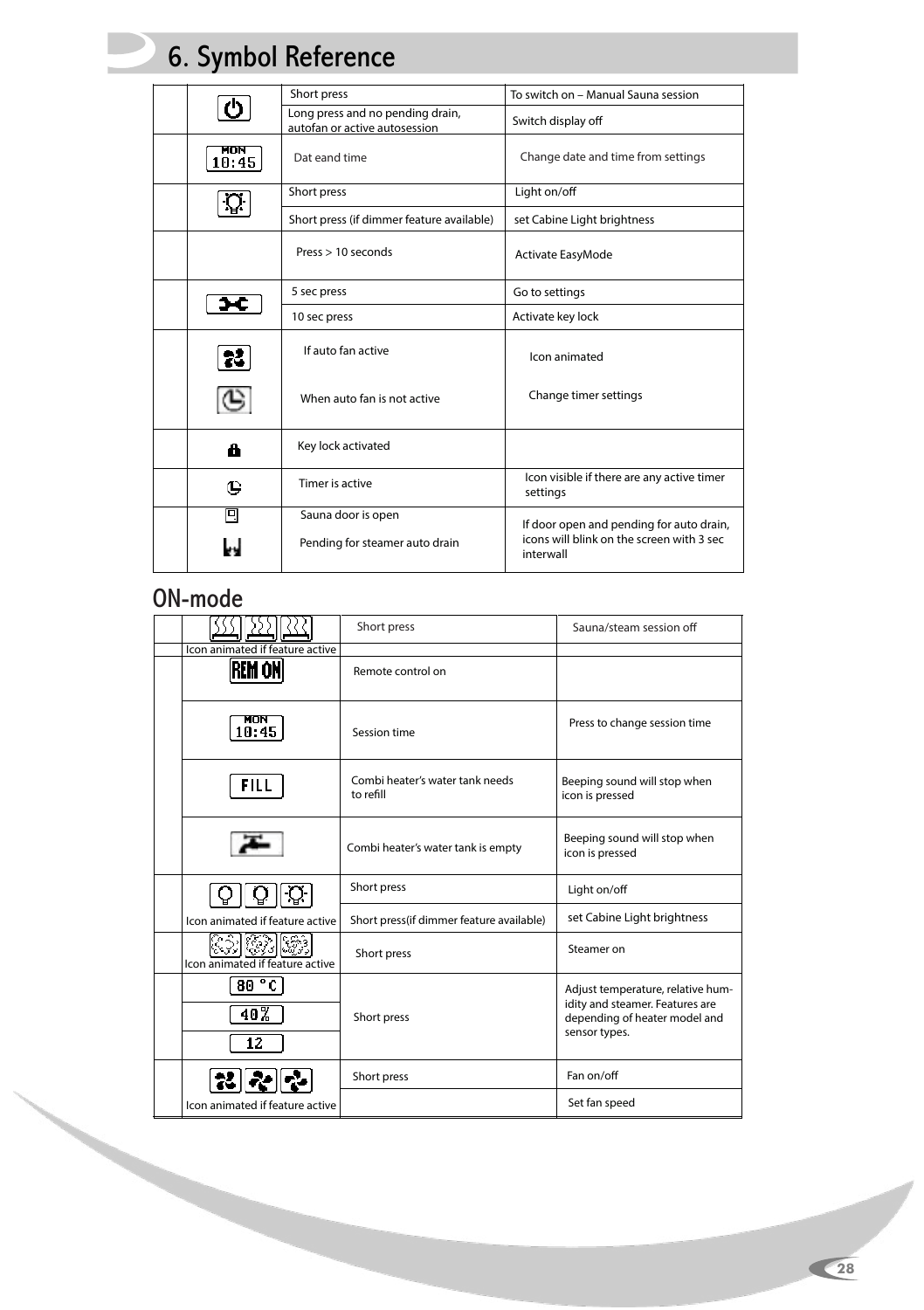# 6. Symbol Reference

| | Symbol | Action | Function |
|---|---|---|---|
| | | Short press | To switch on – Manual Sauna session |
| | | Long press and no pending drain, autofan or active autosession | Switch display off |
| | MON 10:45 | Dat eand time | Change date and time from settings |
| | | Short press | Light on/off |
| | | Short press (if dimmer feature available) | set Cabine Light brightness |
| | | Press > 10 seconds | Activate EasyMode |
| | | 5 sec press | Go to settings |
| | | 10 sec press | Activate key lock |
| | | If auto fan active | Icon animated |
| | | When auto fan is not active | Change timer settings |
| | | Key lock activated | |
| | | Timer is active | Icon visible if there are any active timer settings |
| | | Sauna door is open | If door open and pending for auto drain, icons will blink on the screen with 3 sec interwall |
| | | Pending for steamer auto drain | |

## ON-mode

| | Symbol | Action | Function |
|---|---|---|---|
| | Icon animated if feature active | Short press | Sauna/steam session off |
| | REM ON | Remote control on | |
| | MON 10:45 | Session time | Press to change session time |
| | FILL | Combi heater's water tank needs to refill | Beeping sound will stop when icon is pressed |
| | | Combi heater's water tank is empty | Beeping sound will stop when icon is pressed |
| | | Short press | Light on/off |
| | Icon animated if feature active | Short press(if dimmer feature available) | set Cabine Light brightness |
| | Icon animated if feature active | Short press | Steamer on |
| | 80 °C | Short press | Adjust temperature, relative humidity and steamer. Features are depending of heater model and sensor types. |
| | 40% | | |
| | 12 | | |
| | | Short press | Fan on/off |
| | Icon animated if feature active | | Set fan speed |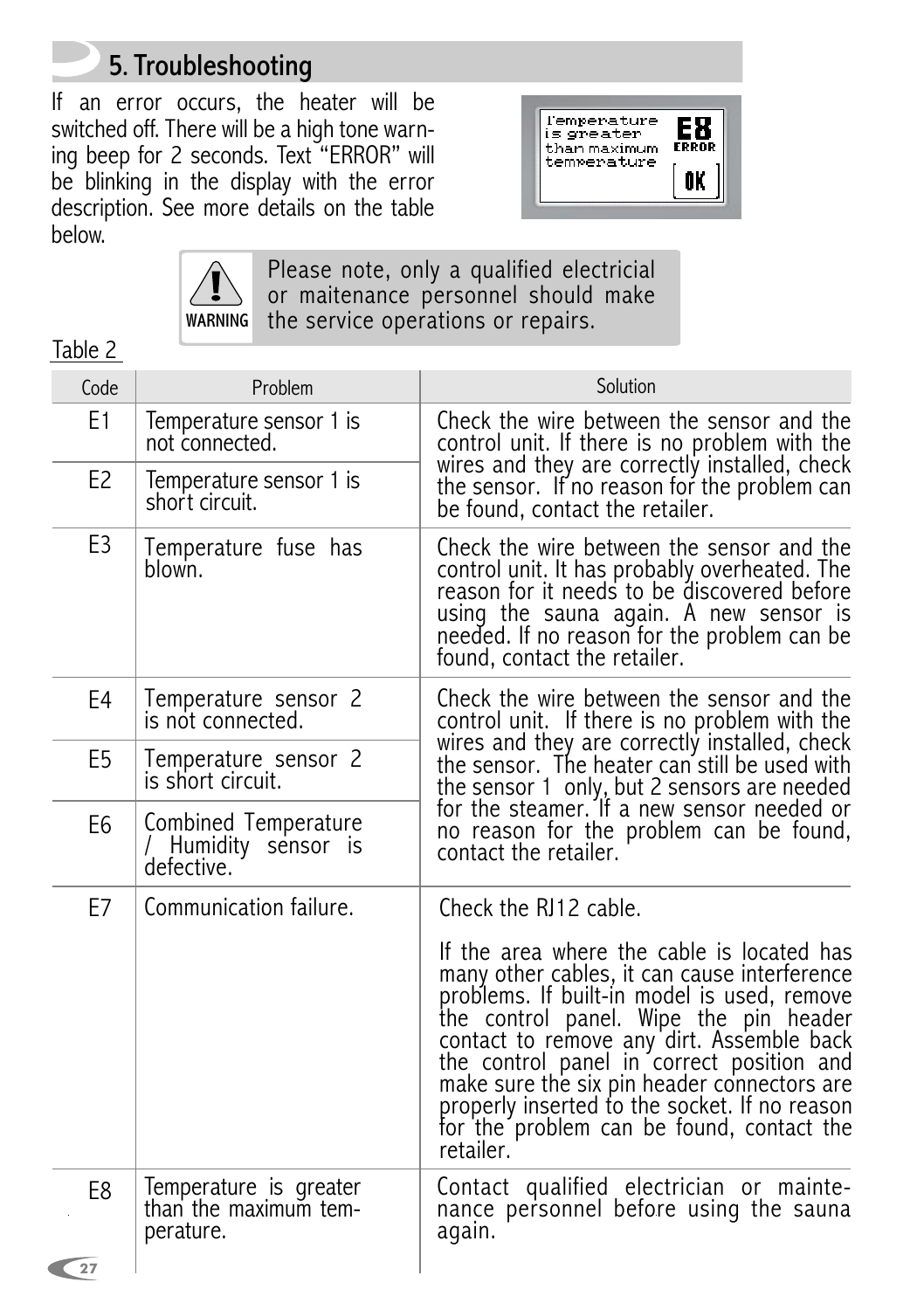## 5. Troubleshooting

If an error occurs, the heater will be switched off. There will be a high tone warning beep for 2 seconds. Text "ERROR" will be blinking in the display with the error description. See more details on the table below.

Temperature is greater than maximum temperature E8 ERROR OK

> **WARNING**
> Please note, only a qualified electricial or maitenance personnel should make the service operations or repairs.

Table 2

| Code | Problem | Solution |
|---|---|---|
| E1 | Temperature sensor 1 is not connected. | Check the wire between the sensor and the control unit. If there is no problem with the wires and they are correctly installed, check the sensor. If no reason for the problem can be found, contact the retailer. |
| E2 | Temperature sensor 1 is short circuit. | |
| E3 | Temperature fuse has blown. | Check the wire between the sensor and the control unit. It has probably overheated. The reason for it needs to be discovered before using the sauna again. A new sensor is needed. If no reason for the problem can be found, contact the retailer. |
| E4 | Temperature sensor 2 is not connected. | Check the wire between the sensor and the control unit. If there is no problem with the wires and they are correctly installed, check the sensor. The heater can still be used with the sensor 1 only, but 2 sensors are needed for the steamer. If a new sensor needed or no reason for the problem can be found, contact the retailer. |
| E5 | Temperature sensor 2 is short circuit. | |
| E6 | Combined Temperature / Humidity sensor is defective. | |
| E7 | Communication failure. | Check the RJ12 cable.<br><br>If the area where the cable is located has many other cables, it can cause interference problems. If built-in model is used, remove the control panel. Wipe the pin header contact to remove any dirt. Assemble back the control panel in correct position and make sure the six pin header connectors are properly inserted to the socket. If no reason for the problem can be found, contact the retailer. |
| E8 | Temperature is greater than the maximum temperature. | Contact qualified electrician or maintenance personnel before using the sauna again. |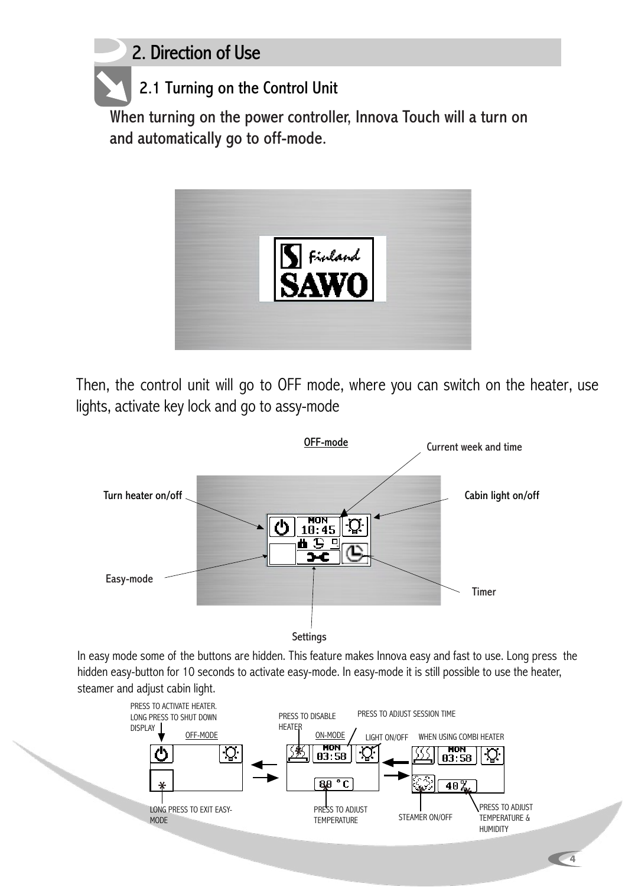## 2. Direction of Use

### 2.1 Turning on the Control Unit

When turning on the power controller, Innova Touch will a turn on and automatically go to off-mode.

Then, the control unit will go to OFF mode, where you can switch on the heater, use lights, activate key lock and go to assy-mode

OFF-mode

Current week and time

Turn heater on/off

Cabin light on/off

Easy-mode

Timer

Settings

In easy mode some of the buttons are hidden. This feature makes Innova easy and fast to use. Long press the hidden easy-button for 10 seconds to activate easy-mode. In easy-mode it is still possible to use the heater, steamer and adjust cabin light.

PRESS TO ACTIVATE HEATER. LONG PRESS TO SHUT DOWN DISPLAY

OFF-MODE

LONG PRESS TO EXIT EASY-MODE

PRESS TO DISABLE HEATER

ON-MODE

PRESS TO ADJUST SESSION TIME

LIGHT ON/OFF

PRESS TO ADJUST TEMPERATURE

WHEN USING COMBI HEATER

STEAMER ON/OFF

PRESS TO ADJUST TEMPERATURE & HUMIDITY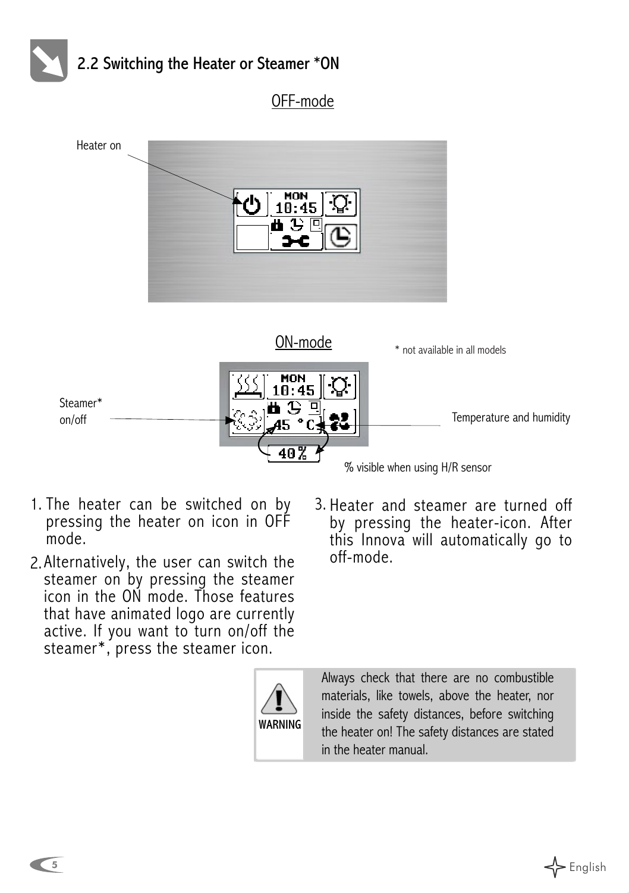## 2.2 Switching the Heater or Steamer *ON

OFF-mode

Heater on

ON-mode

\* not available in all models

Steamer* on/off

Temperature and humidity

% visible when using H/R sensor

1. The heater can be switched on by pressing the heater on icon in OFF mode.
2. Alternatively, the user can switch the steamer on by pressing the steamer icon in the ON mode. Those features that have animated logo are currently active. If you want to turn on/off the steamer*, press the steamer icon.
3. Heater and steamer are turned off by pressing the heater-icon. After this Innova will automatically go to off-mode.

**WARNING**

Always check that there are no combustible materials, like towels, above the heater, nor inside the safety distances, before switching the heater on! The safety distances are stated in the heater manual.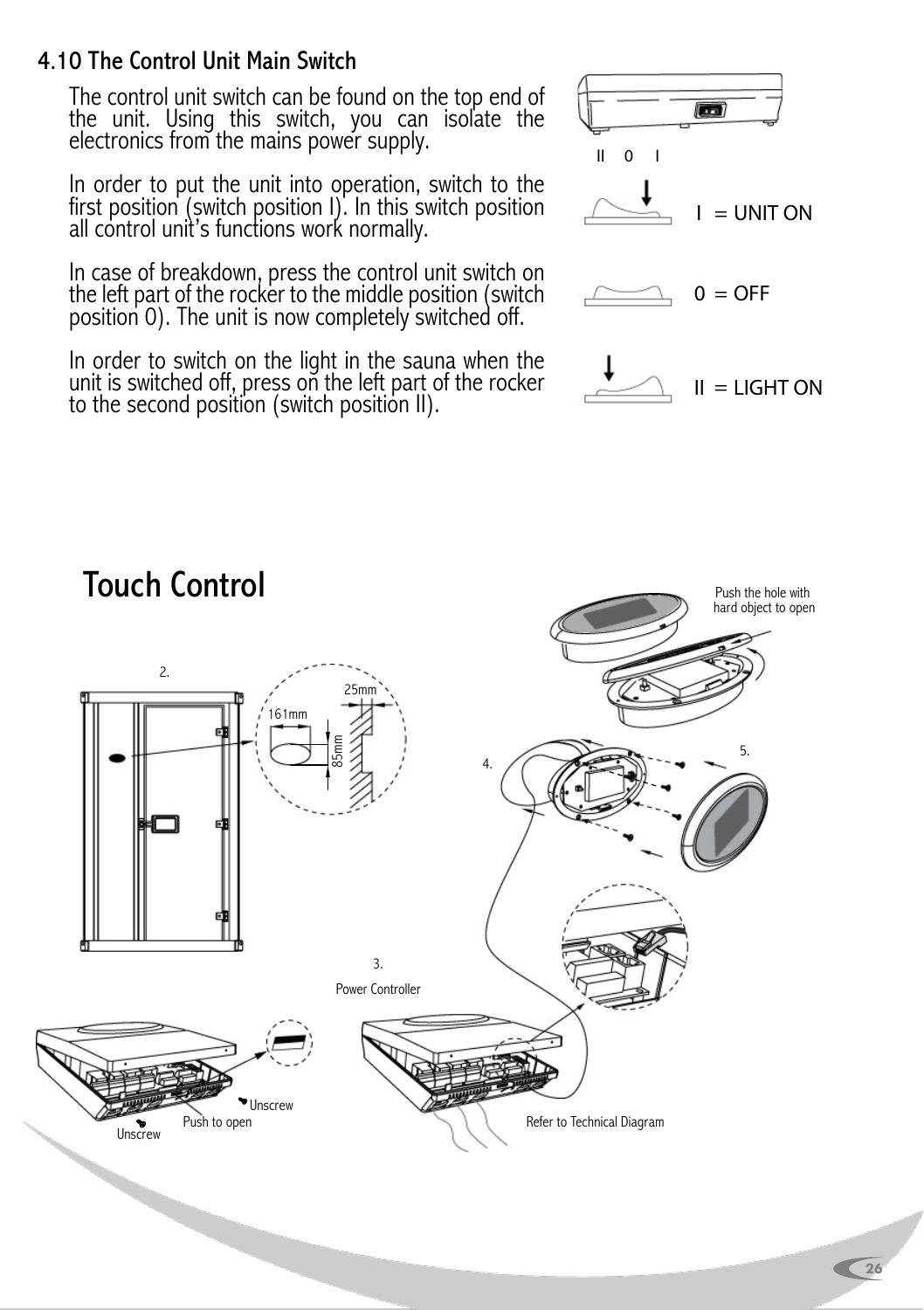## 4.10 The Control Unit Main Switch

The control unit switch can be found on the top end of the unit. Using this switch, you can isolate the electronics from the mains power supply.

In order to put the unit into operation, switch to the first position (switch position I). In this switch position all control unit's functions work normally.

In case of breakdown, press the control unit switch on the left part of the rocker to the middle position (switch position 0). The unit is now completely switched off.

In order to switch on the light in the sauna when the unit is switched off, press on the left part of the rocker to the second position (switch position II).

II 0 I

I = UNIT ON

0 = OFF

II = LIGHT ON

# Touch Control

Push the hole with hard object to open

2.

25mm

161mm

85mm

4.

5.

3.

Power Controller

Unscrew

Push to open

Unscrew

Refer to Technical Diagram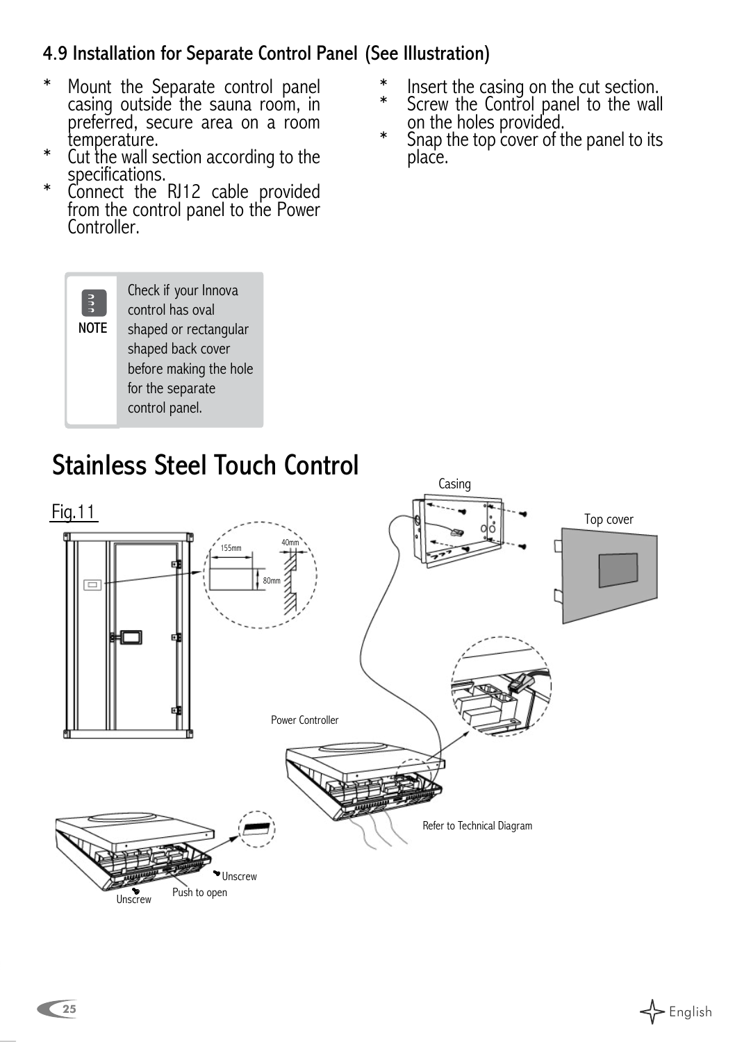## 4.9 Installation for Separate Control Panel (See Illustration)

* Mount the Separate control panel casing outside the sauna room, in preferred, secure area on a room temperature.
* Cut the wall section according to the specifications.
* Connect the RJ12 cable provided from the control panel to the Power Controller.
* Insert the casing on the cut section.
* Screw the Control panel to the wall on the holes provided.
* Snap the top cover of the panel to its place.

**NOTE**

Check if your Innova control has oval shaped or rectangular shaped back cover before making the hole for the separate control panel.

# Stainless Steel Touch Control

Fig.11

155mm
40mm
80mm
Casing
Top cover
Power Controller
Refer to Technical Diagram
Unscrew
Push to open
Unscrew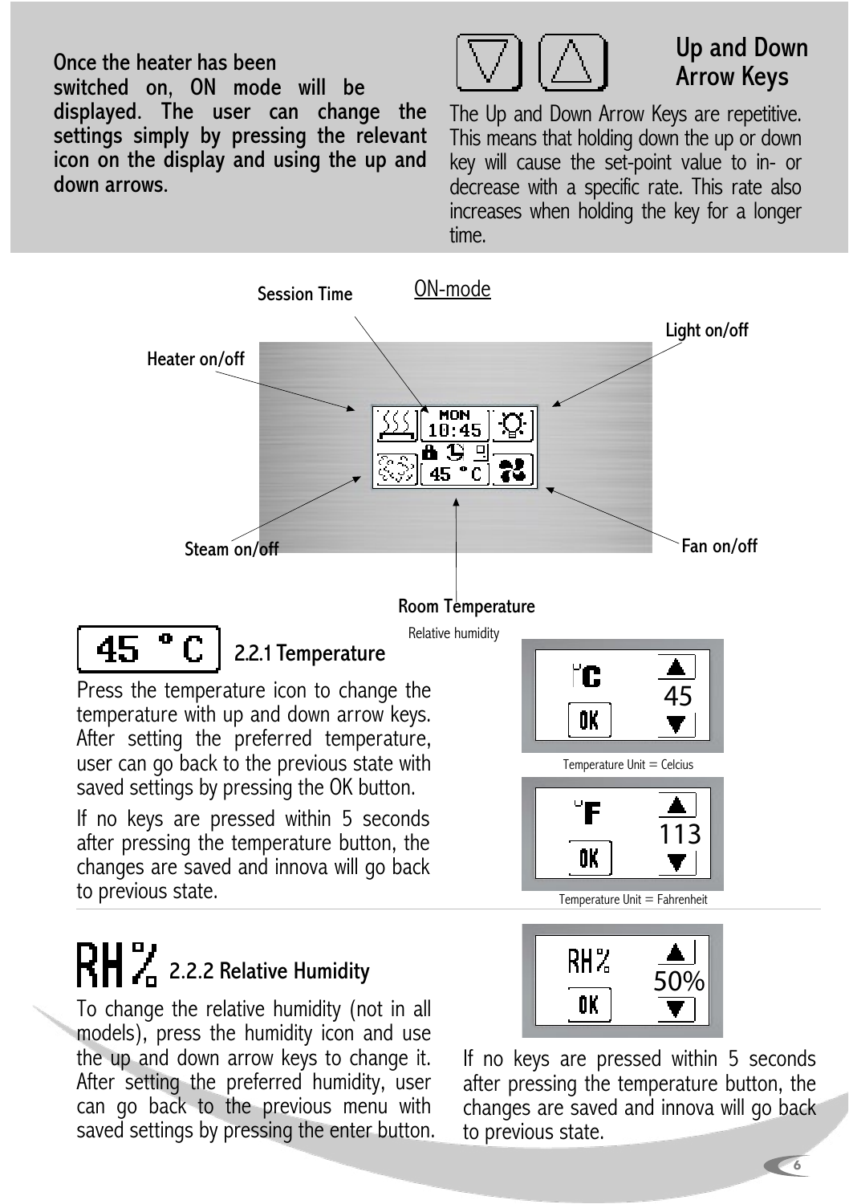Once the heater has been switched on, ON mode will be displayed. The user can change the settings simply by pressing the relevant icon on the display and using the up and down arrows.

## Up and Down Arrow Keys

The Up and Down Arrow Keys are repetitive. This means that holding down the up or down key will cause the set-point value to in- or decrease with a specific rate. This rate also increases when holding the key for a longer time.

ON-mode

Session Time

Heater on/off

Light on/off

Steam on/off

Fan on/off

Room Temperature

Relative humidity

### 2.2.1 Temperature

Press the temperature icon to change the temperature with up and down arrow keys. After setting the preferred temperature, user can go back to the previous state with saved settings by pressing the OK button.

If no keys are pressed within 5 seconds after pressing the temperature button, the changes are saved and innova will go back to previous state.

Temperature Unit = Celcius

Temperature Unit = Fahrenheit

### 2.2.2 Relative Humidity

To change the relative humidity (not in all models), press the humidity icon and use the up and down arrow keys to change it. After setting the preferred humidity, user can go back to the previous menu with saved settings by pressing the enter button.

If no keys are pressed within 5 seconds after pressing the temperature button, the changes are saved and innova will go back to previous state.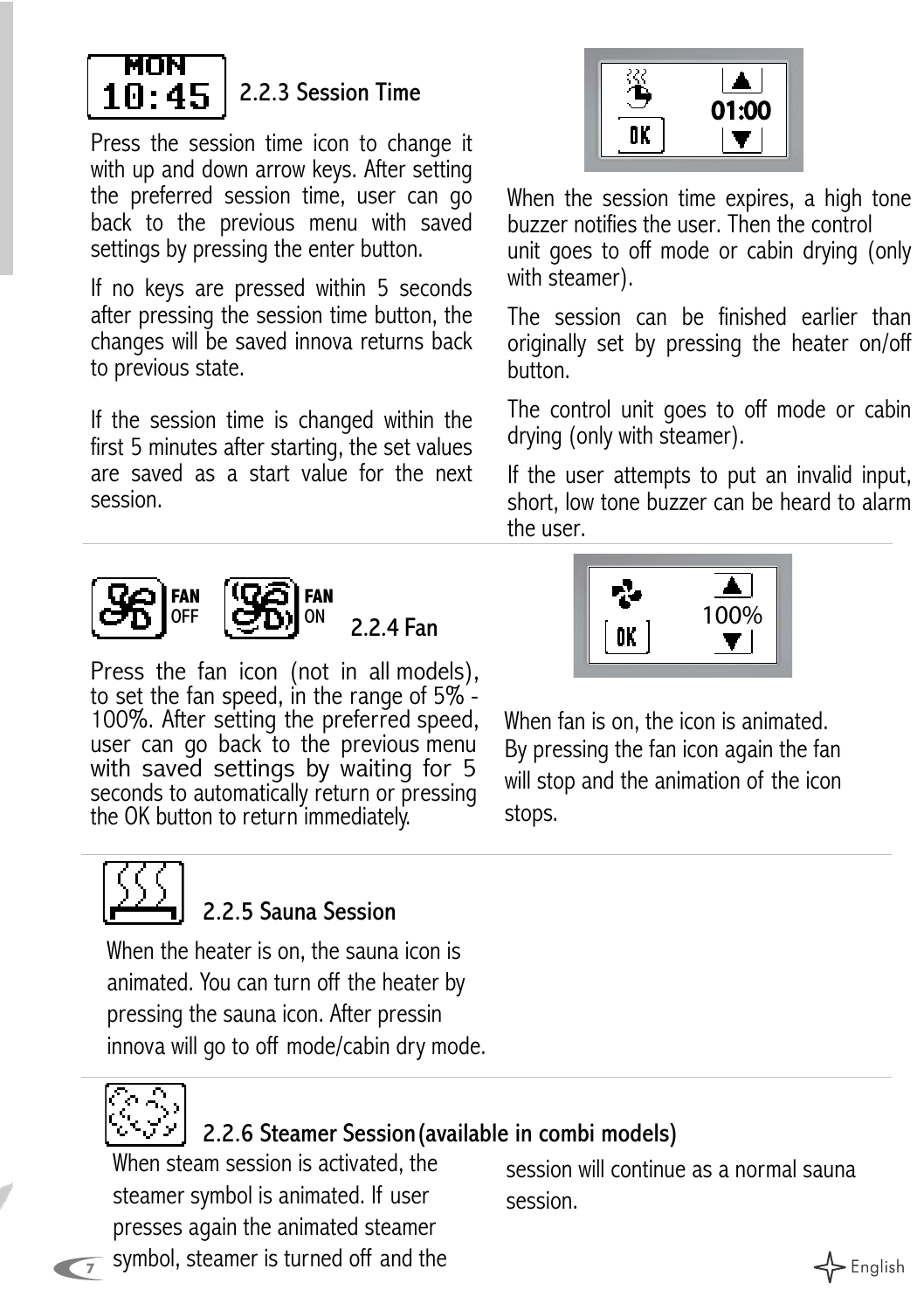### 2.2.3 Session Time

Press the session time icon to change it with up and down arrow keys. After setting the preferred session time, user can go back to the previous menu with saved settings by pressing the enter button.

If no keys are pressed within 5 seconds after pressing the session time button, the changes will be saved innova returns back to previous state.

If the session time is changed within the first 5 minutes after starting, the set values are saved as a start value for the next session.

When the session time expires, a high tone buzzer notifies the user. Then the control unit goes to off mode or cabin drying (only with steamer).

The session can be finished earlier than originally set by pressing the heater on/off button.

The control unit goes to off mode or cabin drying (only with steamer).

If the user attempts to put an invalid input, short, low tone buzzer can be heard to alarm the user.

### 2.2.4 Fan

Press the fan icon (not in all models), to set the fan speed, in the range of 5% - 100%. After setting the preferred speed, user can go back to the previous menu with saved settings by waiting for 5 seconds to automatically return or pressing the OK button to return immediately.

When fan is on, the icon is animated. By pressing the fan icon again the fan will stop and the animation of the icon stops.

### 2.2.5 Sauna Session

When the heater is on, the sauna icon is animated. You can turn off the heater by pressing the sauna icon. After pressin innova will go to off mode/cabin dry mode.

### 2.2.6 Steamer Session (available in combi models)

When steam session is activated, the steamer symbol is animated. If user presses again the animated steamer symbol, steamer is turned off and the session will continue as a normal sauna session.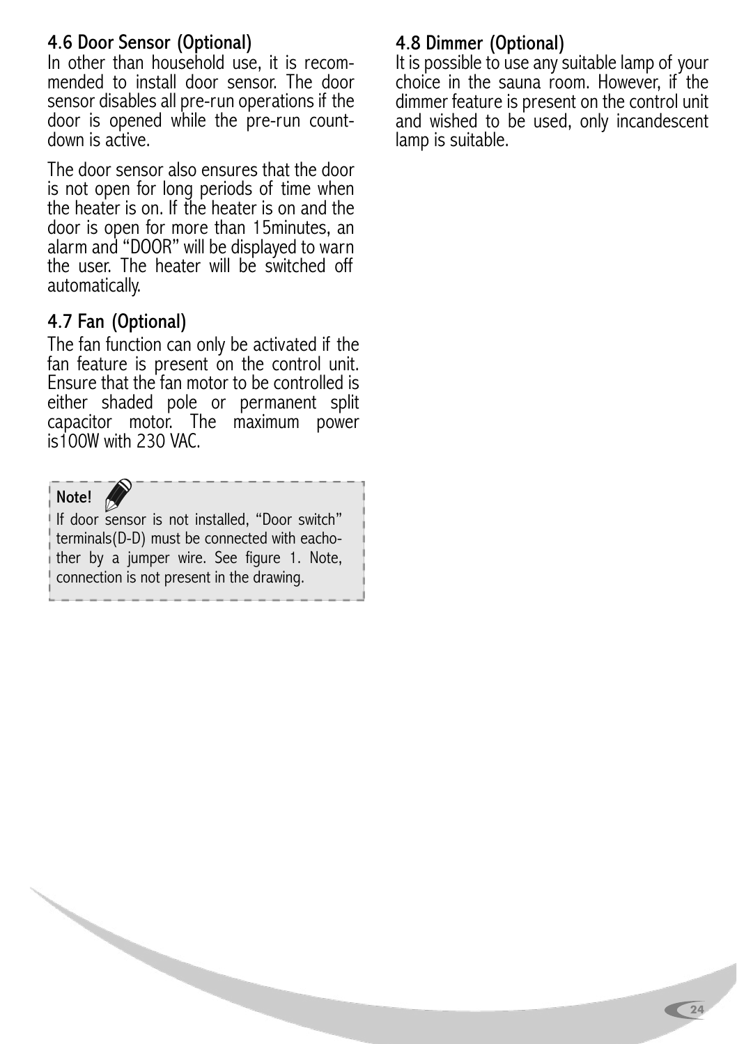## 4.6 Door Sensor (Optional)

In other than household use, it is recommended to install door sensor. The door sensor disables all pre-run operations if the door is opened while the pre-run countdown is active.

The door sensor also ensures that the door is not open for long periods of time when the heater is on. If the heater is on and the door is open for more than 15minutes, an alarm and “DOOR” will be displayed to warn the user. The heater will be switched off automatically.

## 4.7 Fan (Optional)

The fan function can only be activated if the fan feature is present on the control unit. Ensure that the fan motor to be controlled is either shaded pole or permanent split capacitor motor. The maximum power is100W with 230 VAC.

> **Note!**
>
> If door sensor is not installed, “Door switch” terminals(D-D) must be connected with eachother by a jumper wire. See figure 1. Note, connection is not present in the drawing.

## 4.8 Dimmer (Optional)

It is possible to use any suitable lamp of your choice in the sauna room. However, if the dimmer feature is present on the control unit and wished to be used, only incandescent lamp is suitable.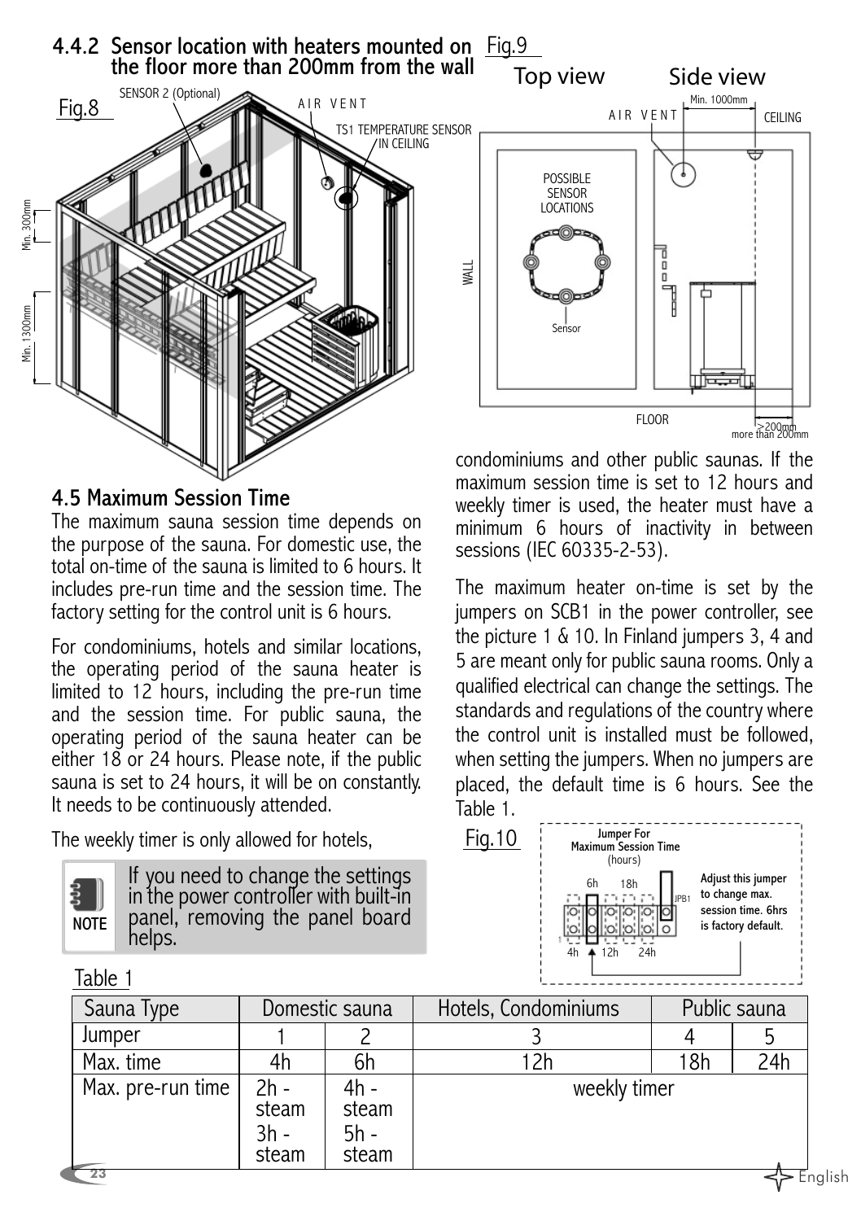### 4.4.2 Sensor location with heaters mounted on the floor more than 200mm from the wall

Fig.8

Fig.9

## 4.5 Maximum Session Time

The maximum sauna session time depends on the purpose of the sauna. For domestic use, the total on-time of the sauna is limited to 6 hours. It includes pre-run time and the session time. The factory setting for the control unit is 6 hours.

For condominiums, hotels and similar locations, the operating period of the sauna heater is limited to 12 hours, including the pre-run time and the session time. For public sauna, the operating period of the sauna heater can be either 18 or 24 hours. Please note, if the public sauna is set to 24 hours, it will be on constantly. It needs to be continuously attended.

The weekly timer is only allowed for hotels, condominiums and other public saunas. If the maximum session time is set to 12 hours and weekly timer is used, the heater must have a minimum 6 hours of inactivity in between sessions (IEC 60335-2-53).

**NOTE** If you need to change the settings in the power controller with built-in panel, removing the panel board helps.

The maximum heater on-time is set by the jumpers on SCB1 in the power controller, see the picture 1 & 10. In Finland jumpers 3, 4 and 5 are meant only for public sauna rooms. Only a qualified electrical can change the settings. The standards and regulations of the country where the control unit is installed must be followed, when setting the jumpers. When no jumpers are placed, the default time is 6 hours. See the Table 1.

Fig.10

Table 1

| Sauna Type | Domestic sauna | | Hotels, Condominiums | Public sauna | |
|---|---|---|---|---|---|
| Jumper | 1 | 2 | 3 | 4 | 5 |
| Max. time | 4h | 6h | 12h | 18h | 24h |
| Max. pre-run time | 2h - steam 3h - steam | 4h - steam 5h - steam | weekly timer | | |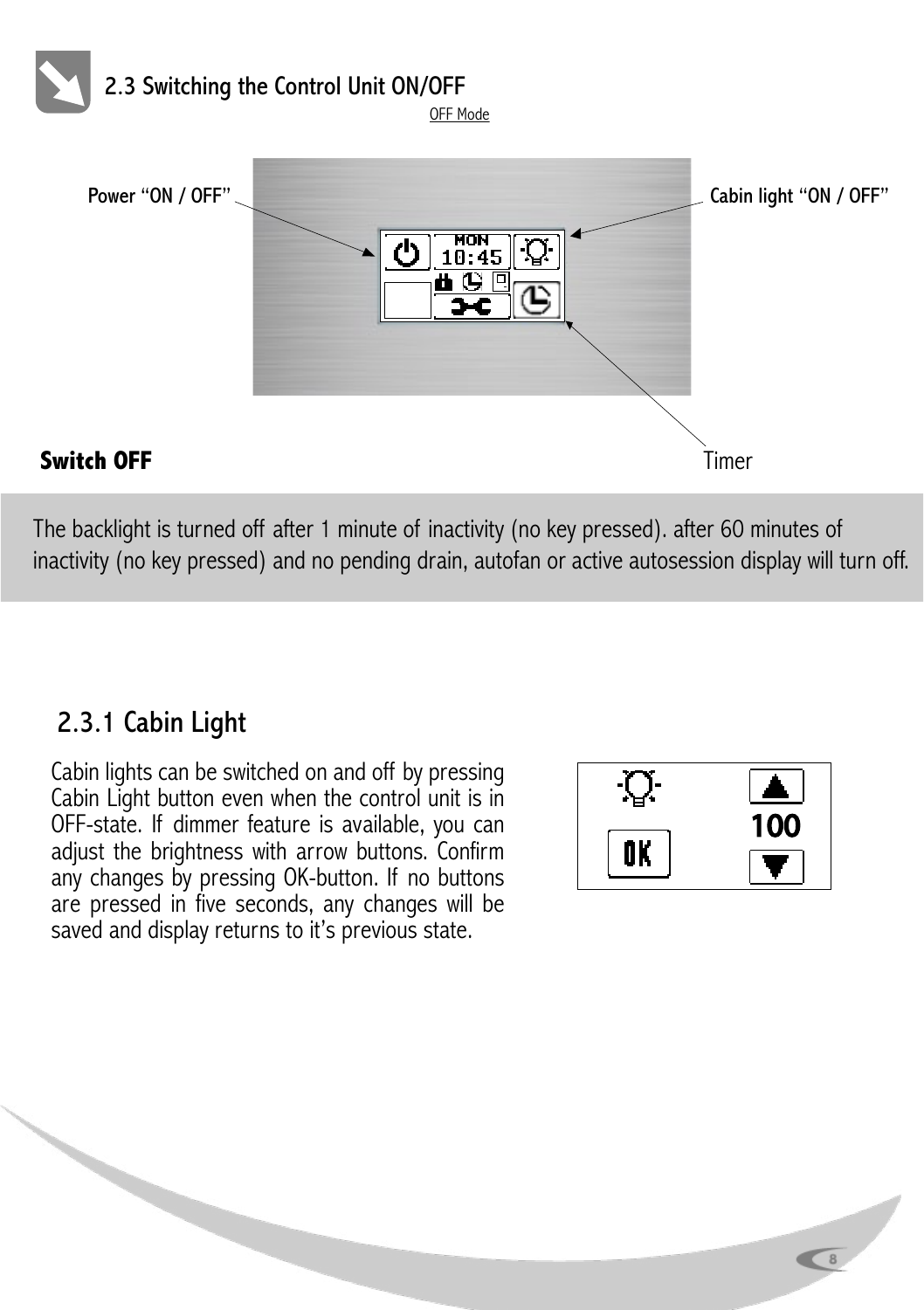## 2.3 Switching the Control Unit ON/OFF

OFF Mode

Power "ON / OFF"

Cabin light "ON / OFF"

Timer

**Switch OFF**

The backlight is turned off after 1 minute of inactivity (no key pressed). after 60 minutes of inactivity (no key pressed) and no pending drain, autofan or active autosession display will turn off.

### 2.3.1 Cabin Light

Cabin lights can be switched on and off by pressing Cabin Light button even when the control unit is in OFF-state. If dimmer feature is available, you can adjust the brightness with arrow buttons. Confirm any changes by pressing OK-button. If no buttons are pressed in five seconds, any changes will be saved and display returns to it's previous state.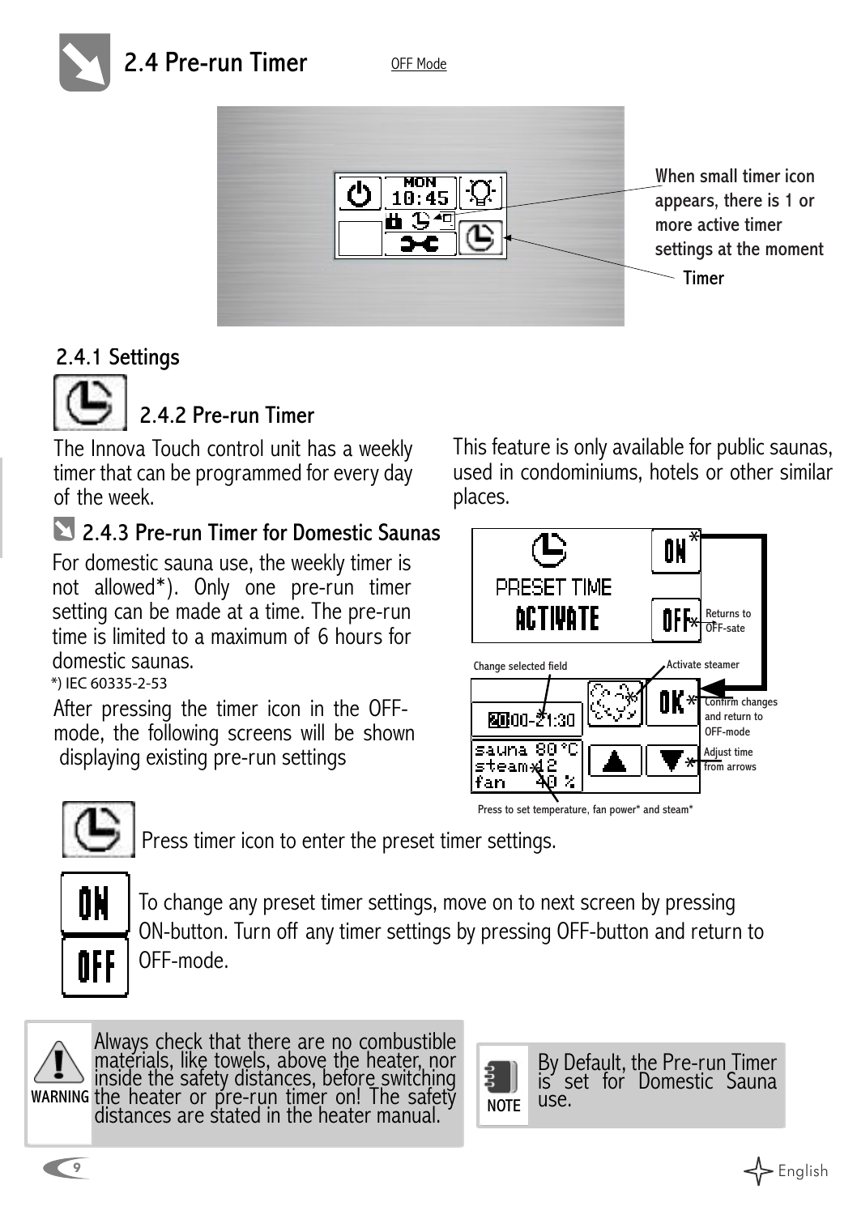## 2.4 Pre-run Timer

OFF Mode

When small timer icon appears, there is 1 or more active timer settings at the moment

Timer

### 2.4.1 Settings

### 2.4.2 Pre-run Timer

The Innova Touch control unit has a weekly timer that can be programmed for every day of the week.

This feature is only available for public saunas, used in condominiums, hotels or other similar places.

### 2.4.3 Pre-run Timer for Domestic Saunas

For domestic sauna use, the weekly timer is not allowed*). Only one pre-run timer setting can be made at a time. The pre-run time is limited to a maximum of 6 hours for domestic saunas.

*) IEC 60335-2-53

After pressing the timer icon in the OFF-mode, the following screens will be shown displaying existing pre-run settings

PRESET TIME ACTIVATE — ON* / OFF* (Returns to OFF-sate)

Change selected field — Activate steamer — Confirm changes and return to OFF-mode — Adjust time from arrows — Press to set temperature, fan power* and steam*

Press timer icon to enter the preset timer settings.

To change any preset timer settings, move on to next screen by pressing ON-button. Turn off any timer settings by pressing OFF-button and return to OFF-mode.

**WARNING:** Always check that there are no combustible materials, like towels, above the heater, nor inside the safety distances, before switching the heater or pre-run timer on! The safety distances are stated in the heater manual.

**NOTE:** By Default, the Pre-run Timer is set for Domestic Sauna use.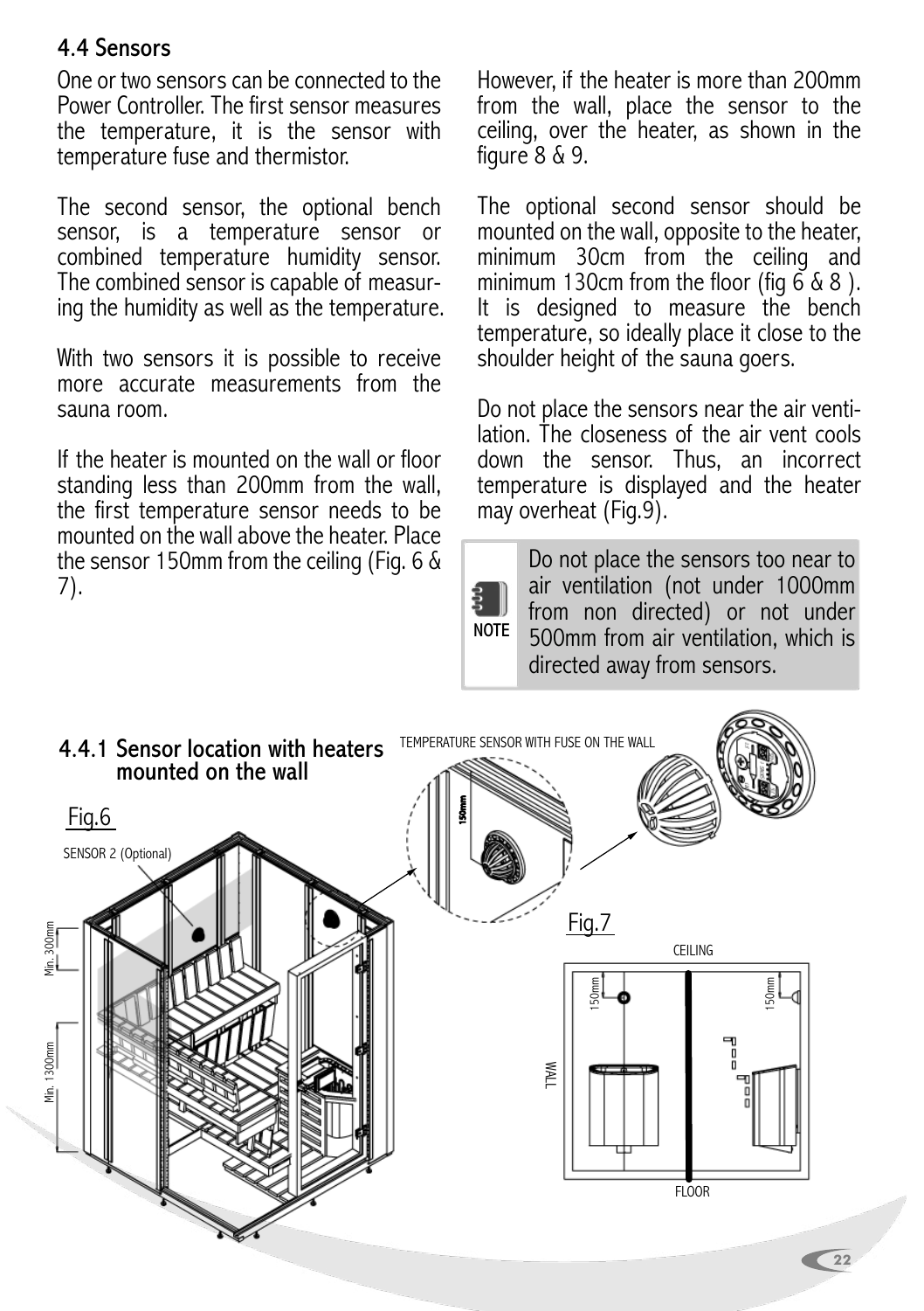## 4.4 Sensors

One or two sensors can be connected to the Power Controller. The first sensor measures the temperature, it is the sensor with temperature fuse and thermistor.

The second sensor, the optional bench sensor, is a temperature sensor or combined temperature humidity sensor. The combined sensor is capable of measuring the humidity as well as the temperature.

With two sensors it is possible to receive more accurate measurements from the sauna room.

If the heater is mounted on the wall or floor standing less than 200mm from the wall, the first temperature sensor needs to be mounted on the wall above the heater. Place the sensor 150mm from the ceiling (Fig. 6 & 7).

However, if the heater is more than 200mm from the wall, place the sensor to the ceiling, over the heater, as shown in the figure 8 & 9.

The optional second sensor should be mounted on the wall, opposite to the heater, minimum 30cm from the ceiling and minimum 130cm from the floor (fig 6 & 8 ). It is designed to measure the bench temperature, so ideally place it close to the shoulder height of the sauna goers.

Do not place the sensors near the air ventilation. The closeness of the air vent cools down the sensor. Thus, an incorrect temperature is displayed and the heater may overheat (Fig.9).

> **NOTE** Do not place the sensors too near to air ventilation (not under 1000mm from non directed) or not under 500mm from air ventilation, which is directed away from sensors.

### 4.4.1 Sensor location with heaters mounted on the wall

Fig.6

SENSOR 2 (Optional)

Min. 300mm

Min. 1300mm

TEMPERATURE SENSOR WITH FUSE ON THE WALL

150mm

Fig.7

CEILING

150mm

150mm

WALL

FLOOR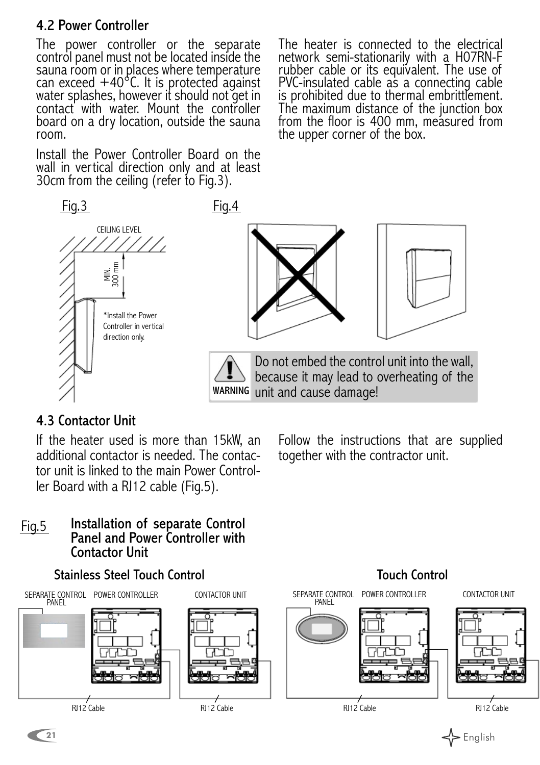## 4.2 Power Controller

The power controller or the separate control panel must not be located inside the sauna room or in places where temperature can exceed +40°C. It is protected against water splashes, however it should not get in contact with water. Mount the controller board on a dry location, outside the sauna room.

Install the Power Controller Board on the wall in vertical direction only and at least 30cm from the ceiling (refer to Fig.3).

The heater is connected to the electrical network semi-stationarily with a H07RN-F rubber cable or its equivalent. The use of PVC-insulated cable as a connecting cable is prohibited due to thermal embrittlement. The maximum distance of the junction box from the floor is 400 mm, measured from the upper corner of the box.

Fig.3

CEILING LEVEL

MIN. 300 mm

*Install the Power Controller in vertical direction only.

Fig.4

WARNING Do not embed the control unit into the wall, because it may lead to overheating of the unit and cause damage!

## 4.3 Contactor Unit

If the heater used is more than 15kW, an additional contactor is needed. The contactor unit is linked to the main Power Controller Board with a RJ12 cable (Fig.5).

Follow the instructions that are supplied together with the contractor unit.

Fig.5 **Installation of separate Control Panel and Power Controller with Contactor Unit**

**Stainless Steel Touch Control**

SEPARATE CONTROL PANEL — POWER CONTROLLER — CONTACTOR UNIT

RJ12 Cable — RJ12 Cable

**Touch Control**

SEPARATE CONTROL PANEL — POWER CONTROLLER — CONTACTOR UNIT

RJ12 Cable — RJ12 Cable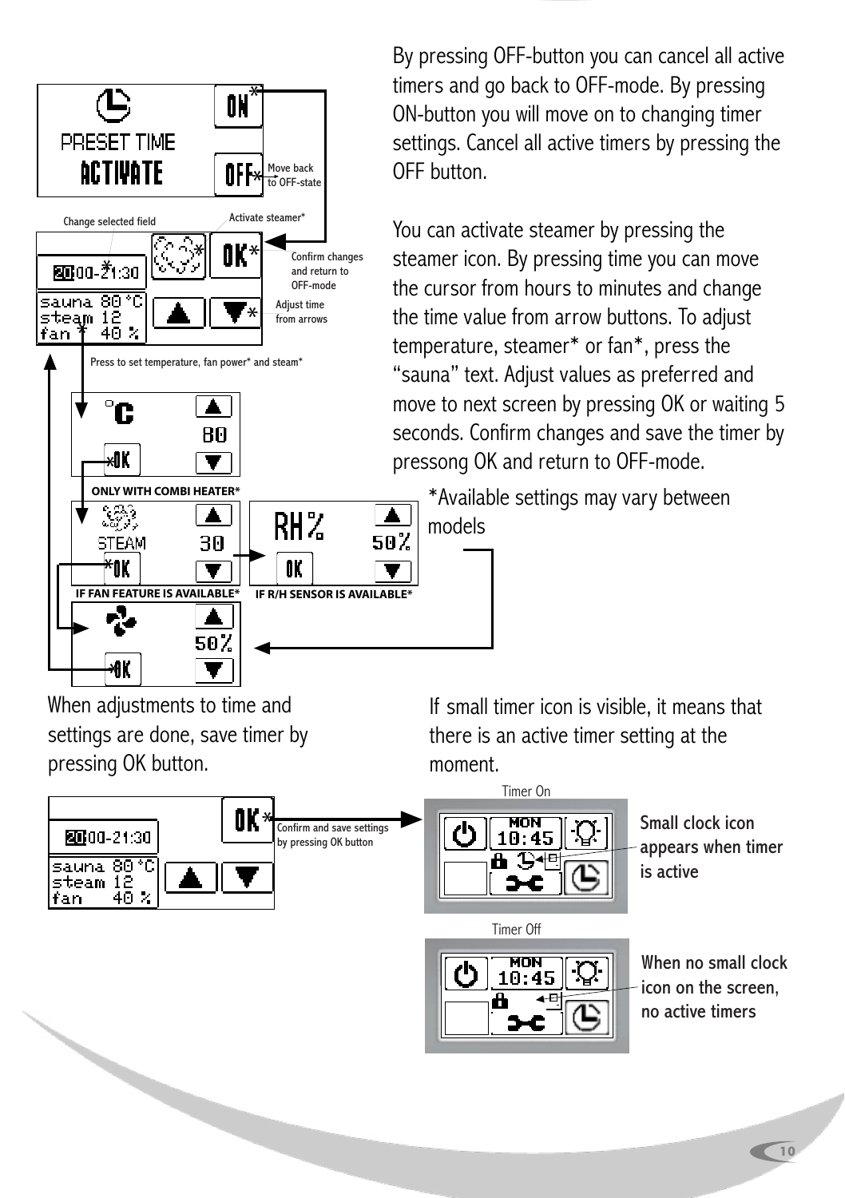By pressing OFF-button you can cancel all active timers and go back to OFF-mode. By pressing ON-button you will move on to changing timer settings. Cancel all active timers by pressing the OFF button.

You can activate steamer by pressing the steamer icon. By pressing time you can move the cursor from hours to minutes and change the time value from arrow buttons. To adjust temperature, steamer* or fan*, press the “sauna” text. Adjust values as preferred and move to next screen by pressing OK or waiting 5 seconds. Confirm changes and save the timer by pressong OK and return to OFF-mode.

*Available settings may vary between models

PRESET TIME ACTIVATE

ON*

OFF* Move back to OFF-state

Change selected field

Activate steamer*

Confirm changes and return to OFF-mode

Adjust time from arrows

Press to set temperature, fan power* and steam*

ONLY WITH COMBI HEATER*

IF FAN FEATURE IS AVAILABLE*

IF R/H SENSOR IS AVAILABLE*

When adjustments to time and settings are done, save timer by pressing OK button.

Confirm and save settings by pressing OK button

If small timer icon is visible, it means that there is an active timer setting at the moment.

Timer On

Small clock icon appears when timer is active

Timer Off

When no small clock icon on the screen, no active timers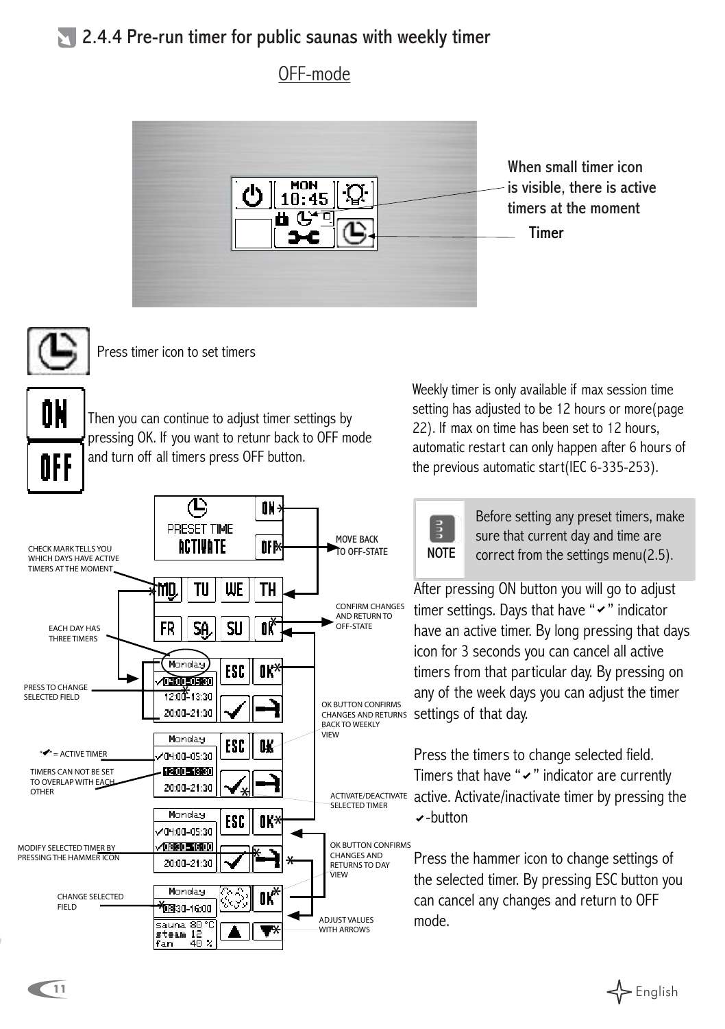## 2.4.4 Pre-run timer for public saunas with weekly timer

OFF-mode

When small timer icon is visible, there is active timers at the moment

Timer

Press timer icon to set timers

Then you can continue to adjust timer settings by pressing OK. If you want to retunr back to OFF mode and turn off all timers press OFF button.

CHECK MARK TELLS YOU WHICH DAYS HAVE ACTIVE TIMERS AT THE MOMENT

MOVE BACK TO OFF-STATE

EACH DAY HAS THREE TIMERS

CONFIRM CHANGES AND RETURN TO OFF-STATE

PRESS TO CHANGE SELECTED FIELD

OK BUTTON CONFIRMS CHANGES AND RETURNS BACK TO WEEKLY VIEW

"✔" = ACTIVE TIMER

TIMERS CAN NOT BE SET TO OVERLAP WITH EACH OTHER

ACTIVATE/DEACTIVATE SELECTED TIMER

MODIFY SELECTED TIMER BY PRESSING THE HAMMER ICON

OK BUTTON CONFIRMS CHANGES AND RETURNS TO DAY VIEW

CHANGE SELECTED FIELD

ADJUST VALUES WITH ARROWS

Weekly timer is only available if max session time setting has adjusted to be 12 hours or more(page 22). If max on time has been set to 12 hours, automatic restart can only happen after 6 hours of the previous automatic start(IEC 6-335-253).

**NOTE** Before setting any preset timers, make sure that current day and time are correct from the settings menu(2.5).

After pressing ON button you will go to adjust timer settings. Days that have "✔" indicator have an active timer. By long pressing that days icon for 3 seconds you can cancel all active timers from that particular day. By pressing on any of the week days you can adjust the timer settings of that day.

Press the timers to change selected field. Timers that have "✔" indicator are currently active. Activate/inactivate timer by pressing the ✔-button

Press the hammer icon to change settings of the selected timer. By pressing ESC button you can cancel any changes and return to OFF mode.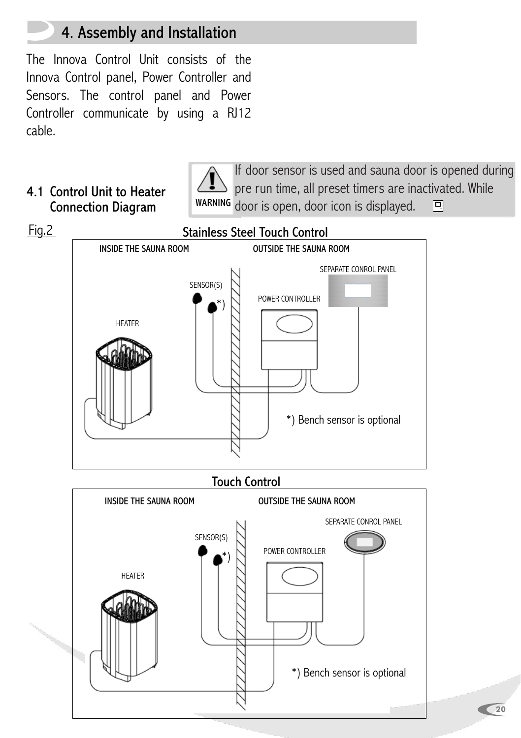## 4. Assembly and Installation

The Innova Control Unit consists of the Innova Control panel, Power Controller and Sensors. The control panel and Power Controller communicate by using a RJ12 cable.

### 4.1 Control Unit to Heater Connection Diagram

**WARNING** If door sensor is used and sauna door is opened during pre run time, all preset timers are inactivated. While door is open, door icon is displayed.

Fig.2

**Stainless Steel Touch Control**

INSIDE THE SAUNA ROOM

OUTSIDE THE SAUNA ROOM

SEPARATE CONROL PANEL

SENSOR(S)

*)

POWER CONTROLLER

HEATER

*) Bench sensor is optional

**Touch Control**

INSIDE THE SAUNA ROOM

OUTSIDE THE SAUNA ROOM

SEPARATE CONROL PANEL

SENSOR(S)

*)

POWER CONTROLLER

HEATER

*) Bench sensor is optional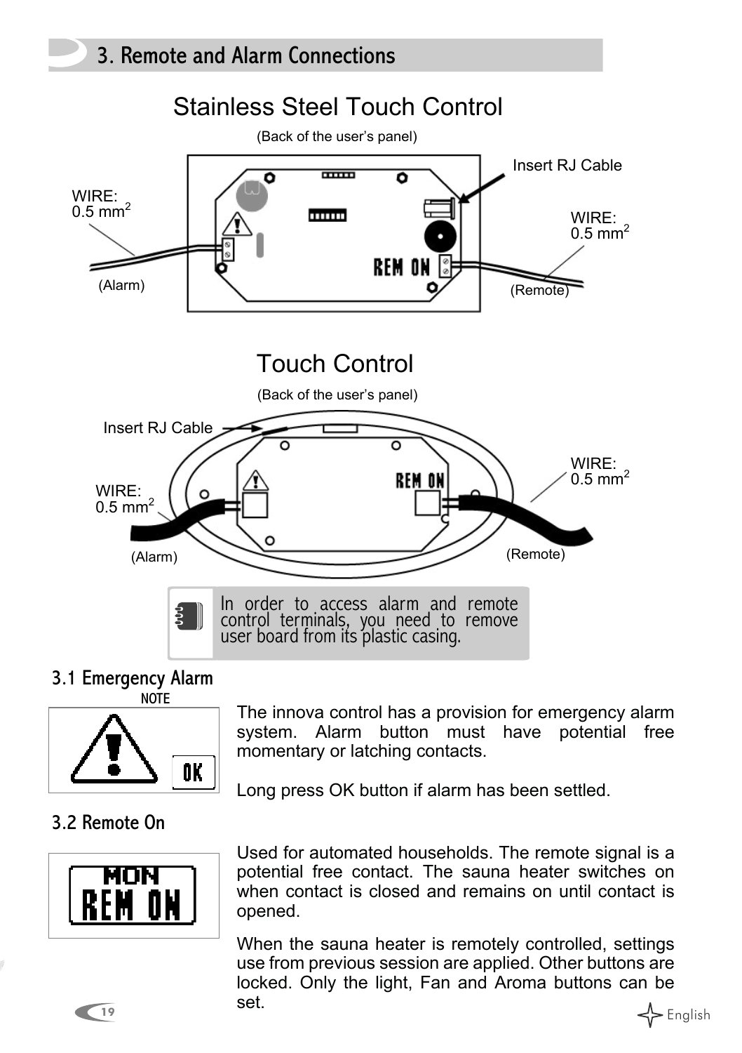# 3. Remote and Alarm Connections

## Stainless Steel Touch Control

(Back of the user's panel)

Insert RJ Cable

WIRE: 0.5 mm$^2$ (Alarm)

WIRE: 0.5 mm$^2$ (Remote)

REM ON

## Touch Control

(Back of the user's panel)

Insert RJ Cable

WIRE: 0.5 mm$^2$ (Alarm)

WIRE: 0.5 mm$^2$ (Remote)

REM ON

> In order to access alarm and remote control terminals, you need to remove user board from its plastic casing.

### 3.1 Emergency Alarm

NOTE

OK

The innova control has a provision for emergency alarm system. Alarm button must have potential free momentary or latching contacts.

Long press OK button if alarm has been settled.

### 3.2 Remote On

MON
REM ON

Used for automated households. The remote signal is a potential free contact. The sauna heater switches on when contact is closed and remains on until contact is opened.

When the sauna heater is remotely controlled, settings use from previous session are applied. Other buttons are locked. Only the light, Fan and Aroma buttons can be set.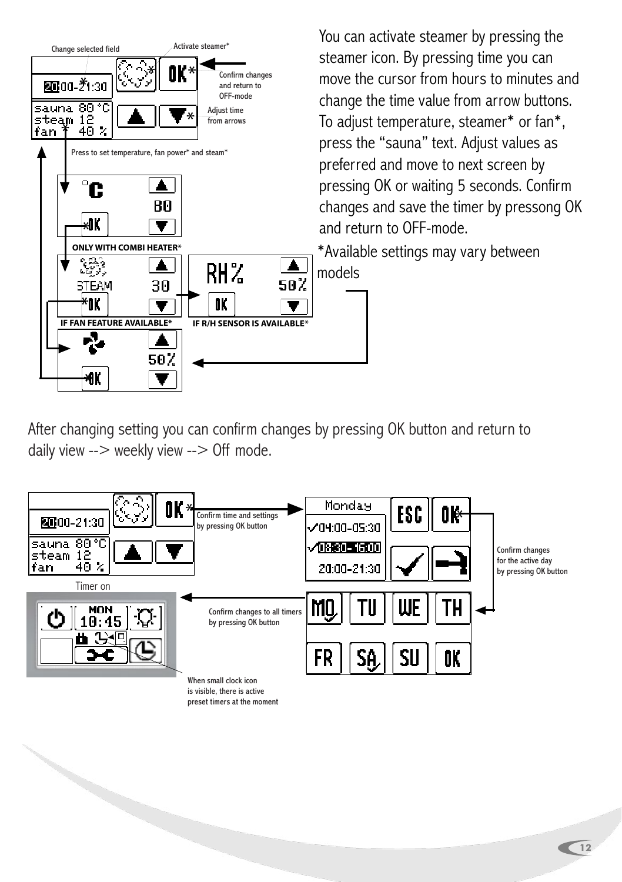Change selected field

Activate steamer*

Confirm changes and return to OFF-mode

Adjust time from arrows

Press to set temperature, fan power* and steam*

ONLY WITH COMBI HEATER*

IF FAN FEATURE AVAILABLE*

IF R/H SENSOR IS AVAILABLE*

You can activate steamer by pressing the steamer icon. By pressing time you can move the cursor from hours to minutes and change the time value from arrow buttons. To adjust temperature, steamer* or fan*, press the "sauna" text. Adjust values as preferred and move to next screen by pressing OK or waiting 5 seconds. Confirm changes and save the timer by pressong OK and return to OFF-mode.

*Available settings may vary between models

After changing setting you can confirm changes by pressing OK button and return to daily view --> weekly view --> Off mode.

Confirm time and settings by pressing OK button

Confirm changes for the active day by pressing OK button

Timer on

Confirm changes to all timers by pressing OK button

When small clock icon is visible, there is active preset timers at the moment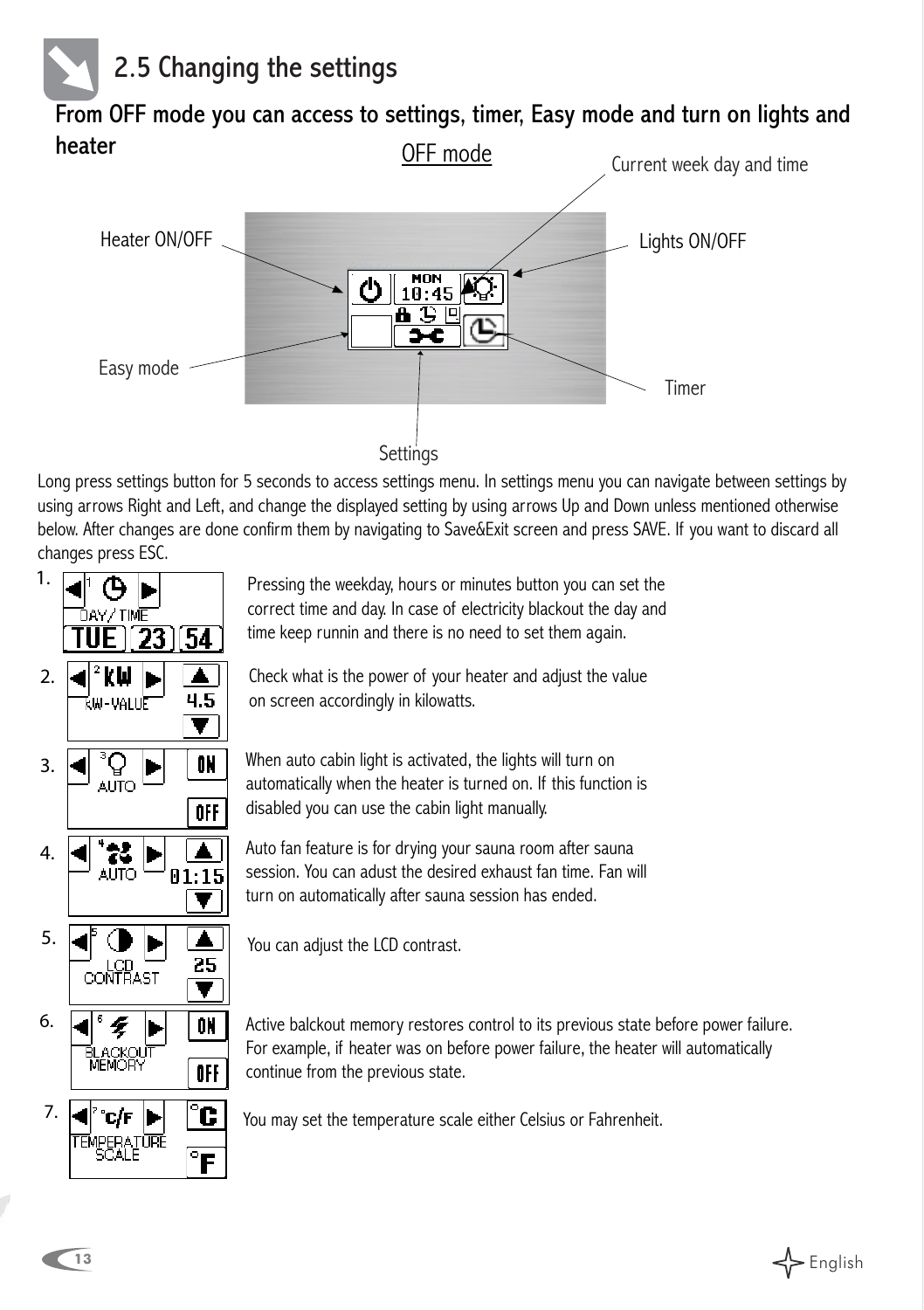## 2.5 Changing the settings

### From OFF mode you can access to settings, timer, Easy mode and turn on lights and heater

OFF mode

Current week day and time

Heater ON/OFF

Lights ON/OFF

Easy mode

Timer

Settings

Long press settings button for 5 seconds to access settings menu. In settings menu you can navigate between settings by using arrows Right and Left, and change the displayed setting by using arrows Up and Down unless mentioned otherwise below. After changes are done confirm them by navigating to Save&Exit screen and press SAVE. If you want to discard all changes press ESC.

1. Pressing the weekday, hours or minutes button you can set the correct time and day. In case of electricity blackout the day and time keep runnin and there is no need to set them again.

2. Check what is the power of your heater and adjust the value on screen accordingly in kilowatts.

3. When auto cabin light is activated, the lights will turn on automatically when the heater is turned on. If this function is disabled you can use the cabin light manually.

4. Auto fan feature is for drying your sauna room after sauna session. You can adust the desired exhaust fan time. Fan will turn on automatically after sauna session has ended.

5. You can adjust the LCD contrast.

6. Active balckout memory restores control to its previous state before power failure. For example, if heater was on before power failure, the heater will automatically continue from the previous state.

7. You may set the temperature scale either Celsius or Fahrenheit.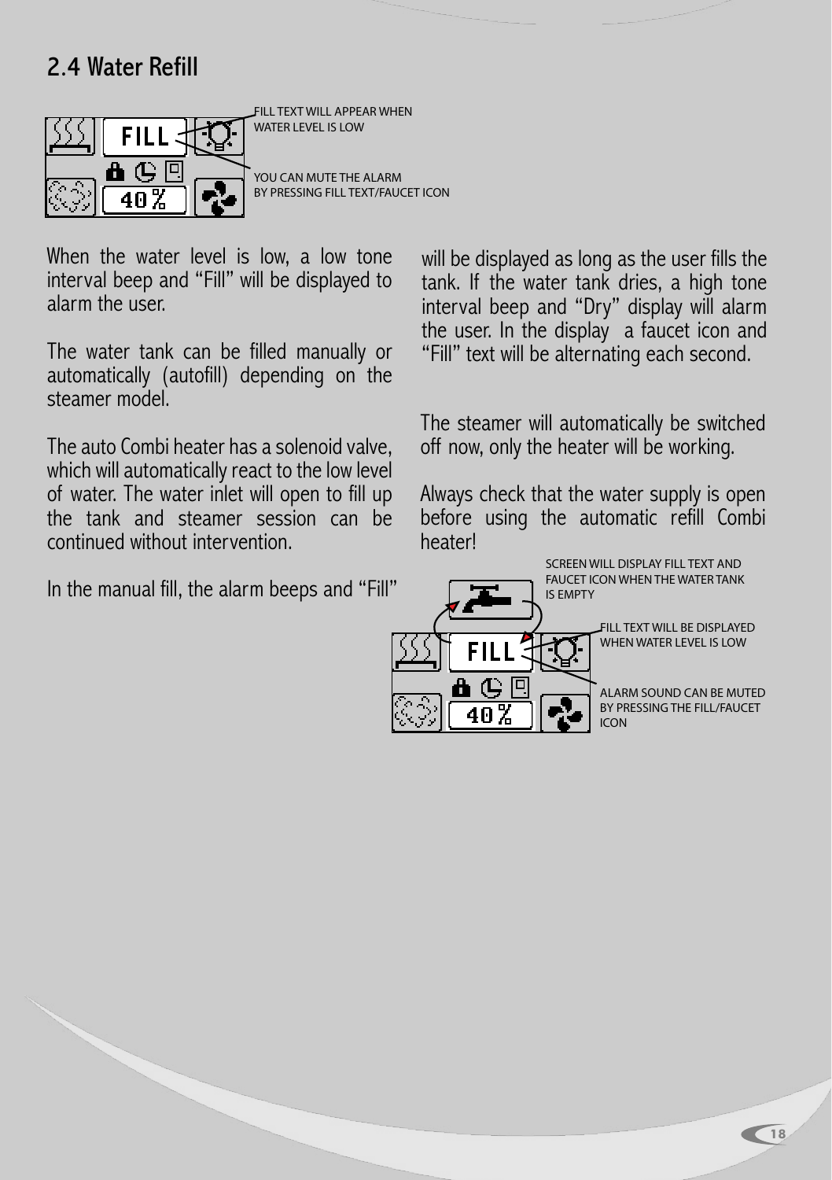## 2.4 Water Refill

FILL TEXT WILL APPEAR WHEN WATER LEVEL IS LOW

YOU CAN MUTE THE ALARM BY PRESSING FILL TEXT/FAUCET ICON

When the water level is low, a low tone interval beep and "Fill" will be displayed to alarm the user.

The water tank can be filled manually or automatically (autofill) depending on the steamer model.

The auto Combi heater has a solenoid valve, which will automatically react to the low level of water. The water inlet will open to fill up the tank and steamer session can be continued without intervention.

In the manual fill, the alarm beeps and "Fill" will be displayed as long as the user fills the tank. If the water tank dries, a high tone interval beep and "Dry" display will alarm the user. In the display a faucet icon and "Fill" text will be alternating each second.

The steamer will automatically be switched off now, only the heater will be working.

Always check that the water supply is open before using the automatic refill Combi heater!

SCREEN WILL DISPLAY FILL TEXT AND FAUCET ICON WHEN THE WATER TANK IS EMPTY

FILL TEXT WILL BE DISPLAYED WHEN WATER LEVEL IS LOW

ALARM SOUND CAN BE MUTED BY PRESSING THE FILL/FAUCET ICON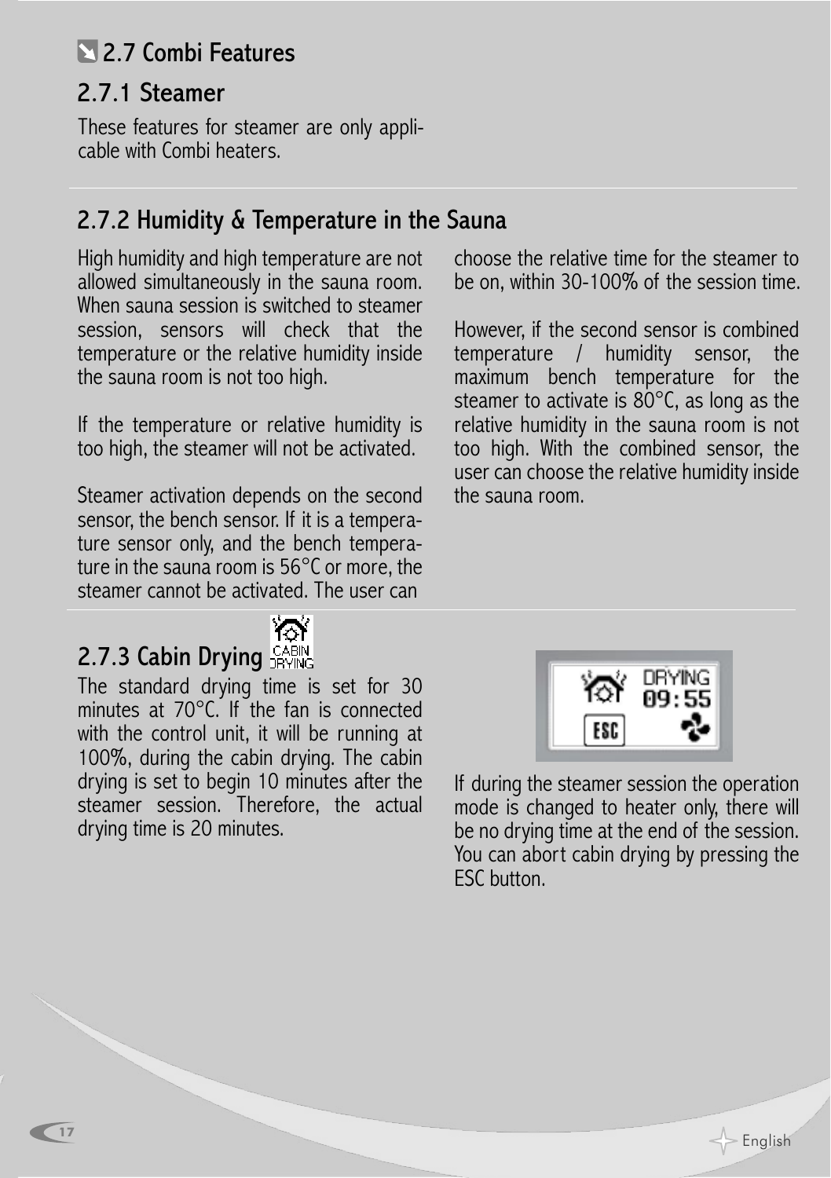## 2.7 Combi Features

### 2.7.1 Steamer

These features for steamer are only applicable with Combi heaters.

### 2.7.2 Humidity & Temperature in the Sauna

High humidity and high temperature are not allowed simultaneously in the sauna room. When sauna session is switched to steamer session, sensors will check that the temperature or the relative humidity inside the sauna room is not too high.

If the temperature or relative humidity is too high, the steamer will not be activated.

Steamer activation depends on the second sensor, the bench sensor. If it is a temperature sensor only, and the bench temperature in the sauna room is 56°C or more, the steamer cannot be activated. The user can choose the relative time for the steamer to be on, within 30-100% of the session time.

However, if the second sensor is combined temperature / humidity sensor, the maximum bench temperature for the steamer to activate is 80°C, as long as the relative humidity in the sauna room is not too high. With the combined sensor, the user can choose the relative humidity inside the sauna room.

### 2.7.3 Cabin Drying

The standard drying time is set for 30 minutes at 70°C. If the fan is connected with the control unit, it will be running at 100%, during the cabin drying. The cabin drying is set to begin 10 minutes after the steamer session. Therefore, the actual drying time is 20 minutes.

If during the steamer session the operation mode is changed to heater only, there will be no drying time at the end of the session. You can abort cabin drying by pressing the ESC button.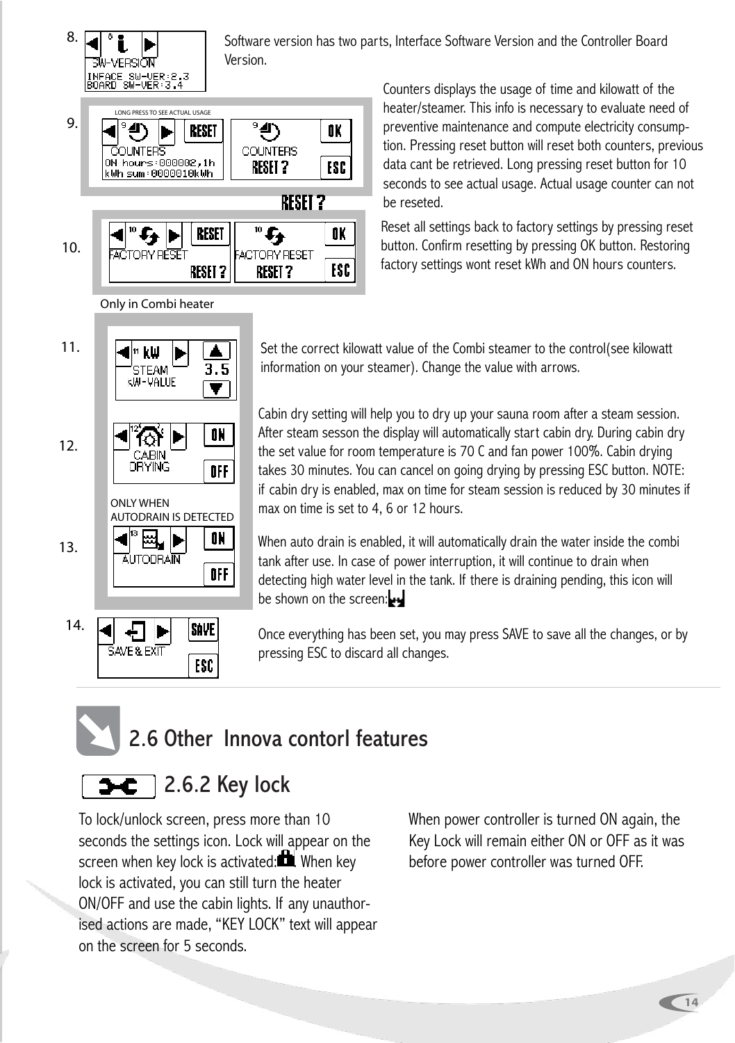8. 

SW-VERSION
INFACE SW-VER:2.3
BOARD SW-VER:3.4

Software version has two parts, Interface Software Version and the Controller Board Version.

9. 

LONG PRESS TO SEE ACTUAL USAGE

COUNTERS
ON hours:000002,1h
kWh sum:0000010kWh

COUNTERS RESET ? OK ESC

RESET ?

Counters displays the usage of time and kilowatt of the heater/steamer. This info is necessary to evaluate need of preventive maintenance and compute electricity consumption. Pressing reset button will reset both counters, previous data cant be retrieved. Long pressing reset button for 10 seconds to see actual usage. Actual usage counter can not be reseted.

10. 

FACTORY RESET RESET ?

FACTORY RESET RESET ? OK ESC

Reset all settings back to factory settings by pressing reset button. Confirm resetting by pressing OK button. Restoring factory settings wont reset kWh and ON hours counters.

Only in Combi heater

11. 

STEAM kW-VALUE 3.5

Set the correct kilowatt value of the Combi steamer to the control(see kilowatt information on your steamer). Change the value with arrows.

12. 

CABIN DRYING ON OFF

Cabin dry setting will help you to dry up your sauna room after a steam session. After steam sesson the display will automatically start cabin dry. During cabin dry the set value for room temperature is 70 C and fan power 100%. Cabin drying takes 30 minutes. You can cancel on going drying by pressing ESC button. NOTE: if cabin dry is enabled, max on time for steam session is reduced by 30 minutes if max on time is set to 4, 6 or 12 hours.

ONLY WHEN AUTODRAIN IS DETECTED

13. 

AUTODRAIN ON OFF

When auto drain is enabled, it will automatically drain the water inside the combi tank after use. In case of power interruption, it will continue to drain when detecting high water level in the tank. If there is draining pending, this icon will be shown on the screen:

14. 

SAVE & EXIT SAVE ESC

Once everything has been set, you may press SAVE to save all the changes, or by pressing ESC to discard all changes.

## 2.6 Other Innova contorl features

### 2.6.2 Key lock

To lock/unlock screen, press more than 10 seconds the settings icon. Lock will appear on the screen when key lock is activated: When key lock is activated, you can still turn the heater ON/OFF and use the cabin lights. If any unauthorised actions are made, "KEY LOCK" text will appear on the screen for 5 seconds.

When power controller is turned ON again, the Key Lock will remain either ON or OFF as it was before power controller was turned OFF.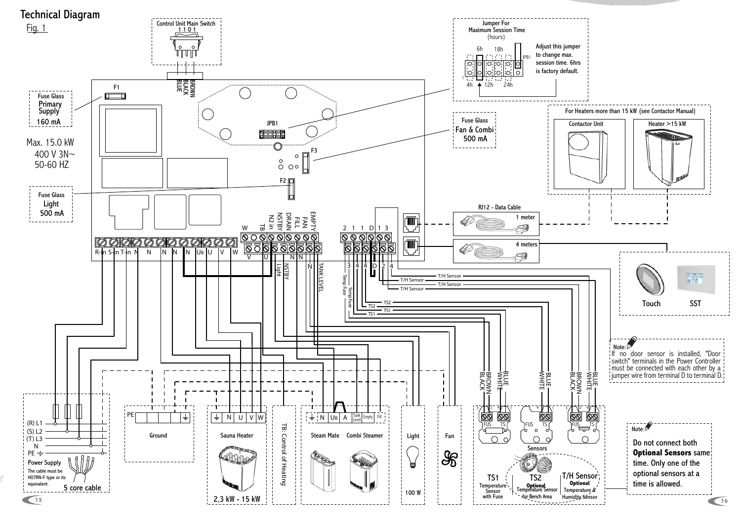# Technical Diagram

Fig. 1

Control Unit Main Switch
1 1 0 1

BROWN
BLACK
BLUE

F1

Fuse Glass
Primary Supply
160 mA

Max. 15.0 kW
400 V 3N~
50-60 HZ

Fuse Glass
Light
500 mA

JPB1

F3

F2

Jumper For
Maximum Session Time
(hours)

6h 18h

4h 12h 24h

JPB1

Adjust this jumper to change max. session time. 6hrs is factory default.

Fuse Glass
Fan & Combi
500 mA

For Heaters more than 15 kW (see Contactor Manual)

Contactor Unit

Heater >15 kW

RJ12 - Data Cable

1 meter

4 meters

Touch

SST

R-in S-in T-in N N N N N UB U V W

W TB N2 in NSTBY DRAIN FILL FAN EMPTY

V U N N

Light NSTBY N TANK LEVEL

2 1 1 D 1 3

3 4 4 D 2 4

Temp Fuse

Temp Fuse

TS2

TS1

T/H Sensor

T/H Sensor

T/H Sensor

T/H Sensor

**Note:** If no door sensor is installed, "Door switch" terminals in the Power Controller must be connected with each other by a jumper wire from terminal D to terminal D.

BLACK BROWN WHITE BLUE

WHITE BLUE

BLACK BROWN WHITE BLUE

(R) L1
(S) L2
(T) L3
N
PE

Power Supply
The cable must be H07RN-F type or its equivalent.

5 core cable

PE

Ground

N U V W

Sauna Heater

2,3 kW - 15 kW

TB: Control of Heating

N UB A Tank Level Empty Fill

Steam Mate

Combi Steamer

Light

100 W

Fan

FUS TS

FUS TS

FUS TS

Sensors

TS1
Temperature Sensor with Fuse

TS2
Optional
Temperature Sensor for Bench Area

T/H Sensor
Optional
Temperature & Humidity Sensor

**Note:**

Do not connect both **Optional Sensors** same time. Only one of the optional sensors at a time is allowed.